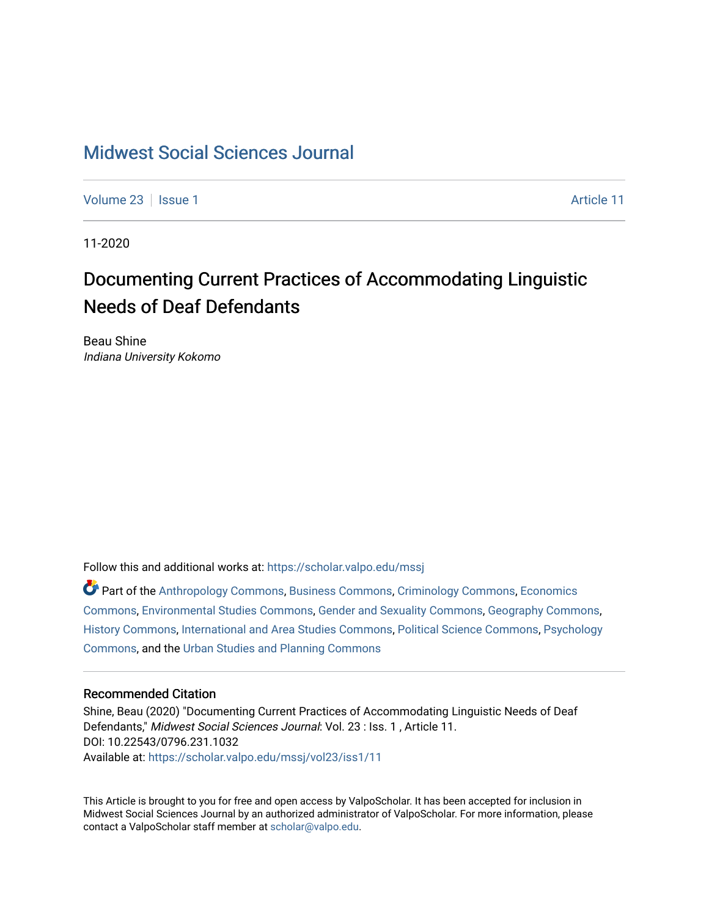# Midwest Social Sciences Journal

Volume 23 | Issue 1 Article 11

11-2020

## Documenting Current Practices of Accommodating Linguistic Needs of Deaf Defendants

Beau Shine
*Indiana University Kokomo*

Follow this and additional works at: https://scholar.valpo.edu/mssj

Part of the Anthropology Commons, Business Commons, Criminology Commons, Economics Commons, Environmental Studies Commons, Gender and Sexuality Commons, Geography Commons, History Commons, International and Area Studies Commons, Political Science Commons, Psychology Commons, and the Urban Studies and Planning Commons

### Recommended Citation

Shine, Beau (2020) "Documenting Current Practices of Accommodating Linguistic Needs of Deaf Defendants," *Midwest Social Sciences Journal*: Vol. 23 : Iss. 1 , Article 11.
DOI: 10.22543/0796.231.1032
Available at: https://scholar.valpo.edu/mssj/vol23/iss1/11

This Article is brought to you for free and open access by ValpoScholar. It has been accepted for inclusion in Midwest Social Sciences Journal by an authorized administrator of ValpoScholar. For more information, please contact a ValpoScholar staff member at scholar@valpo.edu.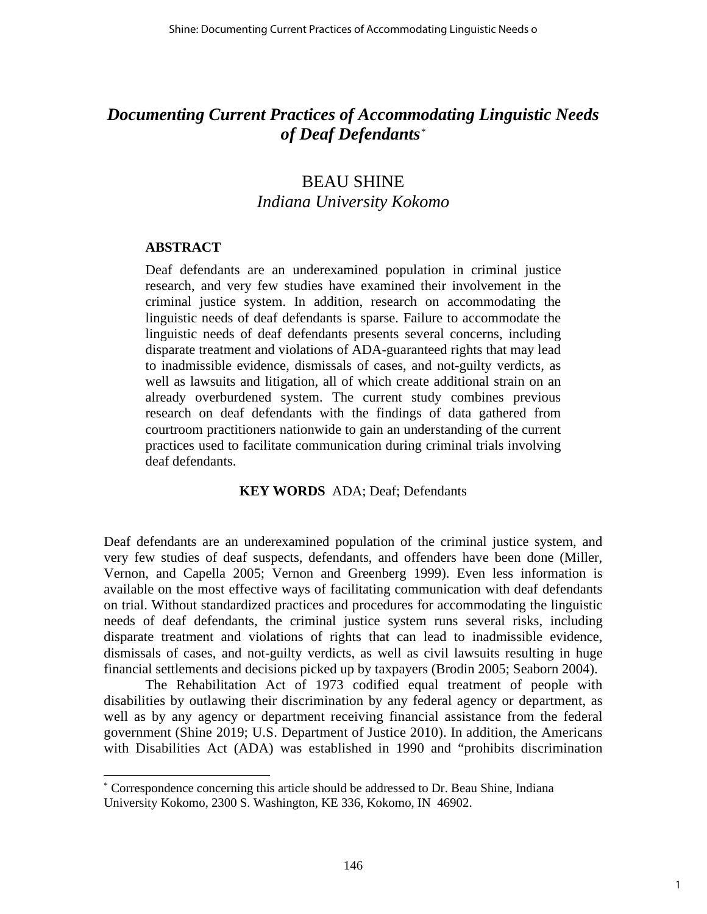# *Documenting Current Practices of Accommodating Linguistic Needs of Deaf Defendants*[*]

BEAU SHINE
*Indiana University Kokomo*

**ABSTRACT**

Deaf defendants are an underexamined population in criminal justice research, and very few studies have examined their involvement in the criminal justice system. In addition, research on accommodating the linguistic needs of deaf defendants is sparse. Failure to accommodate the linguistic needs of deaf defendants presents several concerns, including disparate treatment and violations of ADA-guaranteed rights that may lead to inadmissible evidence, dismissals of cases, and not-guilty verdicts, as well as lawsuits and litigation, all of which create additional strain on an already overburdened system. The current study combines previous research on deaf defendants with the findings of data gathered from courtroom practitioners nationwide to gain an understanding of the current practices used to facilitate communication during criminal trials involving deaf defendants.

**KEY WORDS** ADA; Deaf; Defendants

Deaf defendants are an underexamined population of the criminal justice system, and very few studies of deaf suspects, defendants, and offenders have been done (Miller, Vernon, and Capella 2005; Vernon and Greenberg 1999). Even less information is available on the most effective ways of facilitating communication with deaf defendants on trial. Without standardized practices and procedures for accommodating the linguistic needs of deaf defendants, the criminal justice system runs several risks, including disparate treatment and violations of rights that can lead to inadmissible evidence, dismissals of cases, and not-guilty verdicts, as well as civil lawsuits resulting in huge financial settlements and decisions picked up by taxpayers (Brodin 2005; Seaborn 2004).

The Rehabilitation Act of 1973 codified equal treatment of people with disabilities by outlawing their discrimination by any federal agency or department, as well as by any agency or department receiving financial assistance from the federal government (Shine 2019; U.S. Department of Justice 2010). In addition, the Americans with Disabilities Act (ADA) was established in 1990 and "prohibits discrimination

[*] Correspondence concerning this article should be addressed to Dr. Beau Shine, Indiana University Kokomo, 2300 S. Washington, KE 336, Kokomo, IN 46902.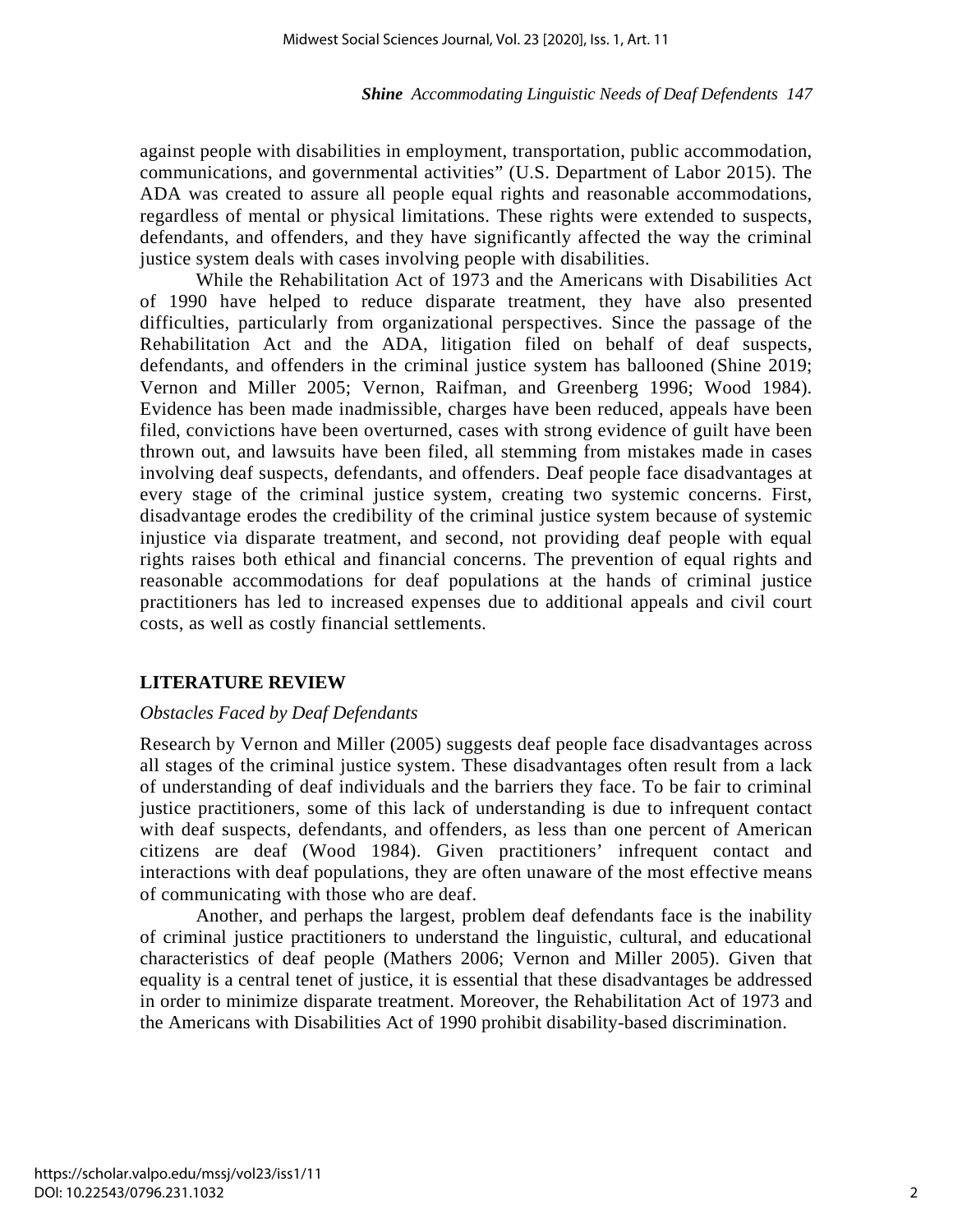against people with disabilities in employment, transportation, public accommodation, communications, and governmental activities" (U.S. Department of Labor 2015). The ADA was created to assure all people equal rights and reasonable accommodations, regardless of mental or physical limitations. These rights were extended to suspects, defendants, and offenders, and they have significantly affected the way the criminal justice system deals with cases involving people with disabilities.

While the Rehabilitation Act of 1973 and the Americans with Disabilities Act of 1990 have helped to reduce disparate treatment, they have also presented difficulties, particularly from organizational perspectives. Since the passage of the Rehabilitation Act and the ADA, litigation filed on behalf of deaf suspects, defendants, and offenders in the criminal justice system has ballooned (Shine 2019; Vernon and Miller 2005; Vernon, Raifman, and Greenberg 1996; Wood 1984). Evidence has been made inadmissible, charges have been reduced, appeals have been filed, convictions have been overturned, cases with strong evidence of guilt have been thrown out, and lawsuits have been filed, all stemming from mistakes made in cases involving deaf suspects, defendants, and offenders. Deaf people face disadvantages at every stage of the criminal justice system, creating two systemic concerns. First, disadvantage erodes the credibility of the criminal justice system because of systemic injustice via disparate treatment, and second, not providing deaf people with equal rights raises both ethical and financial concerns. The prevention of equal rights and reasonable accommodations for deaf populations at the hands of criminal justice practitioners has led to increased expenses due to additional appeals and civil court costs, as well as costly financial settlements.

## LITERATURE REVIEW

### *Obstacles Faced by Deaf Defendants*

Research by Vernon and Miller (2005) suggests deaf people face disadvantages across all stages of the criminal justice system. These disadvantages often result from a lack of understanding of deaf individuals and the barriers they face. To be fair to criminal justice practitioners, some of this lack of understanding is due to infrequent contact with deaf suspects, defendants, and offenders, as less than one percent of American citizens are deaf (Wood 1984). Given practitioners' infrequent contact and interactions with deaf populations, they are often unaware of the most effective means of communicating with those who are deaf.

Another, and perhaps the largest, problem deaf defendants face is the inability of criminal justice practitioners to understand the linguistic, cultural, and educational characteristics of deaf people (Mathers 2006; Vernon and Miller 2005). Given that equality is a central tenet of justice, it is essential that these disadvantages be addressed in order to minimize disparate treatment. Moreover, the Rehabilitation Act of 1973 and the Americans with Disabilities Act of 1990 prohibit disability-based discrimination.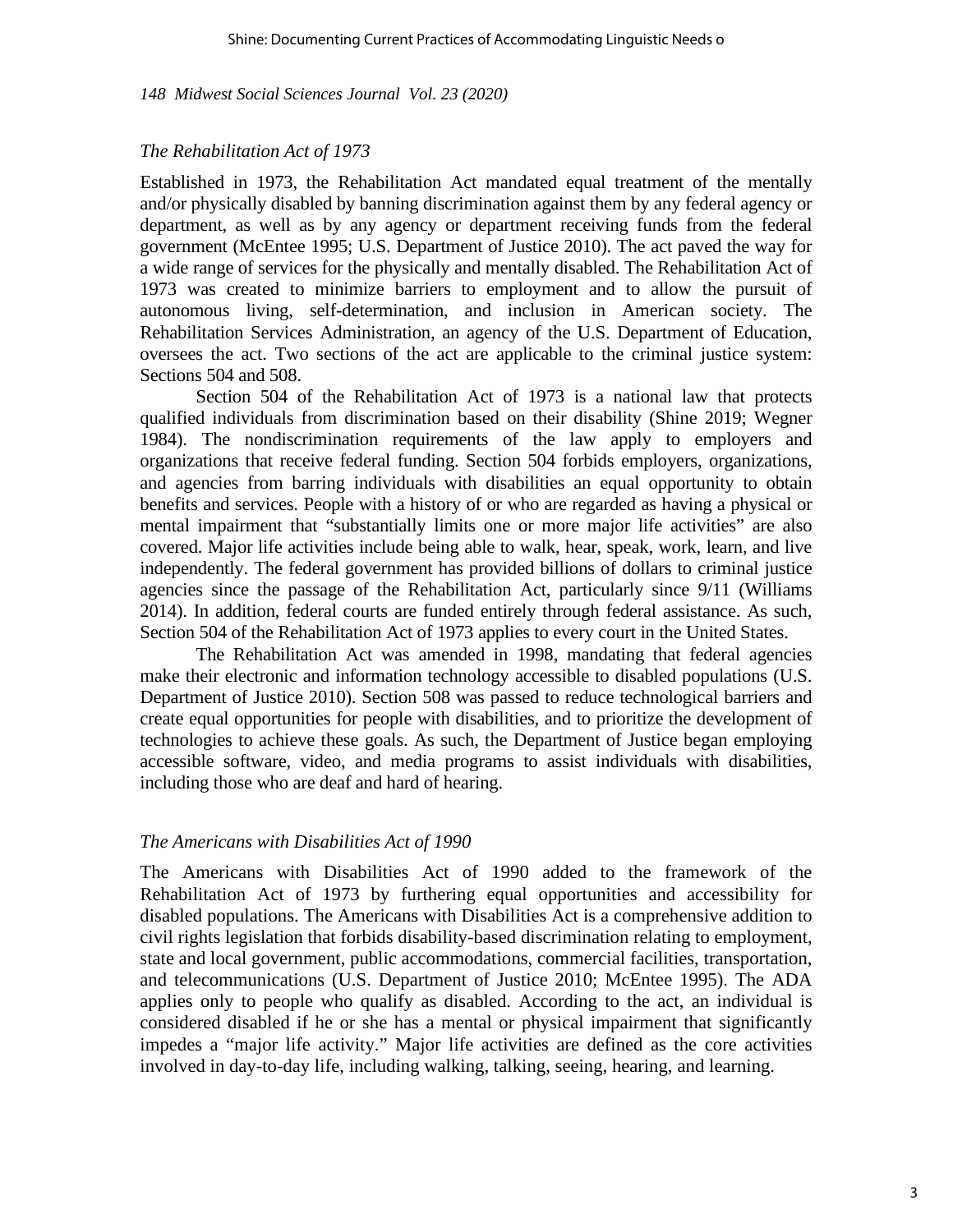### *The Rehabilitation Act of 1973*

Established in 1973, the Rehabilitation Act mandated equal treatment of the mentally and/or physically disabled by banning discrimination against them by any federal agency or department, as well as by any agency or department receiving funds from the federal government (McEntee 1995; U.S. Department of Justice 2010). The act paved the way for a wide range of services for the physically and mentally disabled. The Rehabilitation Act of 1973 was created to minimize barriers to employment and to allow the pursuit of autonomous living, self-determination, and inclusion in American society. The Rehabilitation Services Administration, an agency of the U.S. Department of Education, oversees the act. Two sections of the act are applicable to the criminal justice system: Sections 504 and 508.

Section 504 of the Rehabilitation Act of 1973 is a national law that protects qualified individuals from discrimination based on their disability (Shine 2019; Wegner 1984). The nondiscrimination requirements of the law apply to employers and organizations that receive federal funding. Section 504 forbids employers, organizations, and agencies from barring individuals with disabilities an equal opportunity to obtain benefits and services. People with a history of or who are regarded as having a physical or mental impairment that "substantially limits one or more major life activities" are also covered. Major life activities include being able to walk, hear, speak, work, learn, and live independently. The federal government has provided billions of dollars to criminal justice agencies since the passage of the Rehabilitation Act, particularly since 9/11 (Williams 2014). In addition, federal courts are funded entirely through federal assistance. As such, Section 504 of the Rehabilitation Act of 1973 applies to every court in the United States.

The Rehabilitation Act was amended in 1998, mandating that federal agencies make their electronic and information technology accessible to disabled populations (U.S. Department of Justice 2010). Section 508 was passed to reduce technological barriers and create equal opportunities for people with disabilities, and to prioritize the development of technologies to achieve these goals. As such, the Department of Justice began employing accessible software, video, and media programs to assist individuals with disabilities, including those who are deaf and hard of hearing.

### *The Americans with Disabilities Act of 1990*

The Americans with Disabilities Act of 1990 added to the framework of the Rehabilitation Act of 1973 by furthering equal opportunities and accessibility for disabled populations. The Americans with Disabilities Act is a comprehensive addition to civil rights legislation that forbids disability-based discrimination relating to employment, state and local government, public accommodations, commercial facilities, transportation, and telecommunications (U.S. Department of Justice 2010; McEntee 1995). The ADA applies only to people who qualify as disabled. According to the act, an individual is considered disabled if he or she has a mental or physical impairment that significantly impedes a "major life activity." Major life activities are defined as the core activities involved in day-to-day life, including walking, talking, seeing, hearing, and learning.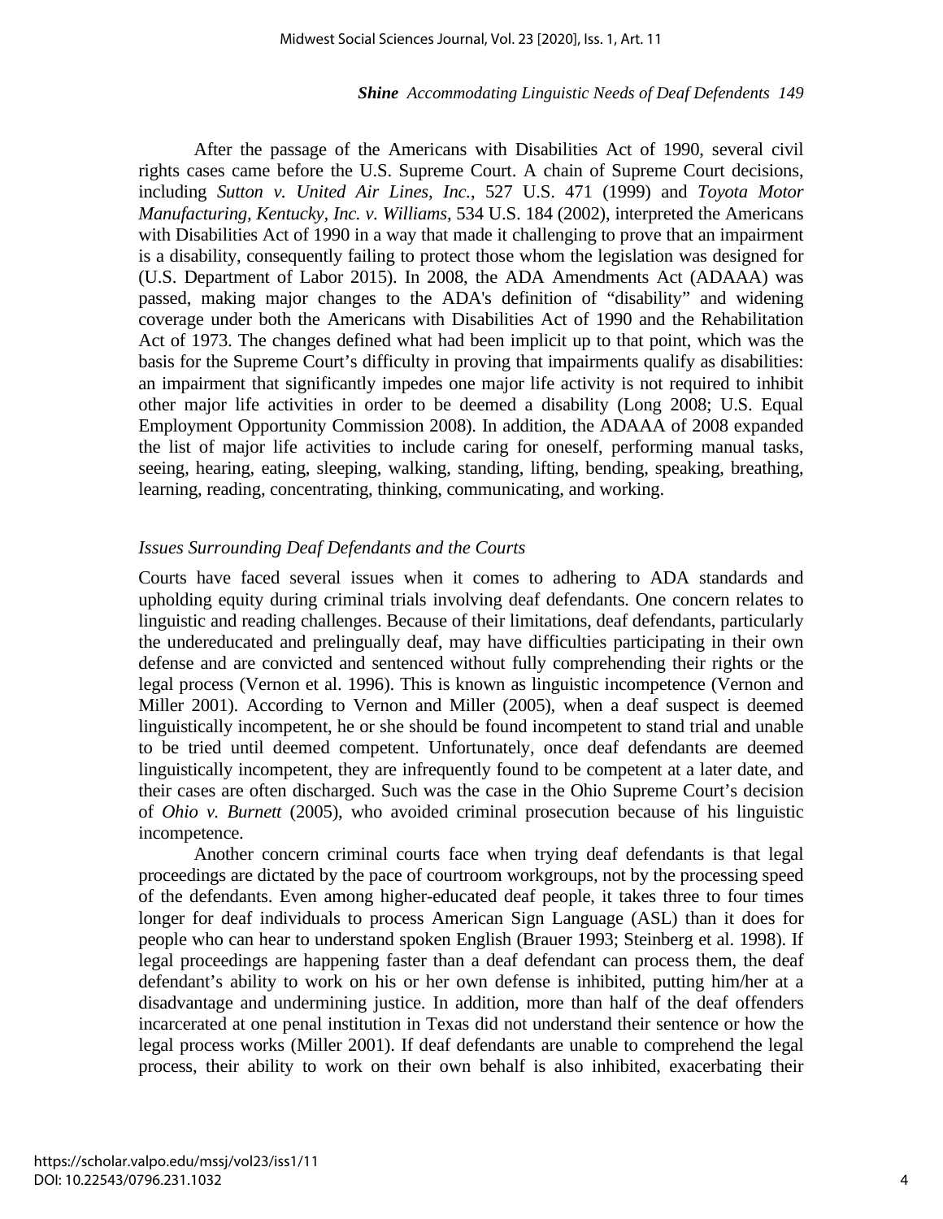After the passage of the Americans with Disabilities Act of 1990, several civil rights cases came before the U.S. Supreme Court. A chain of Supreme Court decisions, including *Sutton v. United Air Lines, Inc.*, 527 U.S. 471 (1999) and *Toyota Motor Manufacturing, Kentucky, Inc. v. Williams*, 534 U.S. 184 (2002), interpreted the Americans with Disabilities Act of 1990 in a way that made it challenging to prove that an impairment is a disability, consequently failing to protect those whom the legislation was designed for (U.S. Department of Labor 2015). In 2008, the ADA Amendments Act (ADAAA) was passed, making major changes to the ADA's definition of "disability" and widening coverage under both the Americans with Disabilities Act of 1990 and the Rehabilitation Act of 1973. The changes defined what had been implicit up to that point, which was the basis for the Supreme Court's difficulty in proving that impairments qualify as disabilities: an impairment that significantly impedes one major life activity is not required to inhibit other major life activities in order to be deemed a disability (Long 2008; U.S. Equal Employment Opportunity Commission 2008). In addition, the ADAAA of 2008 expanded the list of major life activities to include caring for oneself, performing manual tasks, seeing, hearing, eating, sleeping, walking, standing, lifting, bending, speaking, breathing, learning, reading, concentrating, thinking, communicating, and working.

### *Issues Surrounding Deaf Defendants and the Courts*

Courts have faced several issues when it comes to adhering to ADA standards and upholding equity during criminal trials involving deaf defendants. One concern relates to linguistic and reading challenges. Because of their limitations, deaf defendants, particularly the undereducated and prelingually deaf, may have difficulties participating in their own defense and are convicted and sentenced without fully comprehending their rights or the legal process (Vernon et al. 1996). This is known as linguistic incompetence (Vernon and Miller 2001). According to Vernon and Miller (2005), when a deaf suspect is deemed linguistically incompetent, he or she should be found incompetent to stand trial and unable to be tried until deemed competent. Unfortunately, once deaf defendants are deemed linguistically incompetent, they are infrequently found to be competent at a later date, and their cases are often discharged. Such was the case in the Ohio Supreme Court's decision of *Ohio v. Burnett* (2005), who avoided criminal prosecution because of his linguistic incompetence.

Another concern criminal courts face when trying deaf defendants is that legal proceedings are dictated by the pace of courtroom workgroups, not by the processing speed of the defendants. Even among higher-educated deaf people, it takes three to four times longer for deaf individuals to process American Sign Language (ASL) than it does for people who can hear to understand spoken English (Brauer 1993; Steinberg et al. 1998). If legal proceedings are happening faster than a deaf defendant can process them, the deaf defendant's ability to work on his or her own defense is inhibited, putting him/her at a disadvantage and undermining justice. In addition, more than half of the deaf offenders incarcerated at one penal institution in Texas did not understand their sentence or how the legal process works (Miller 2001). If deaf defendants are unable to comprehend the legal process, their ability to work on their own behalf is also inhibited, exacerbating their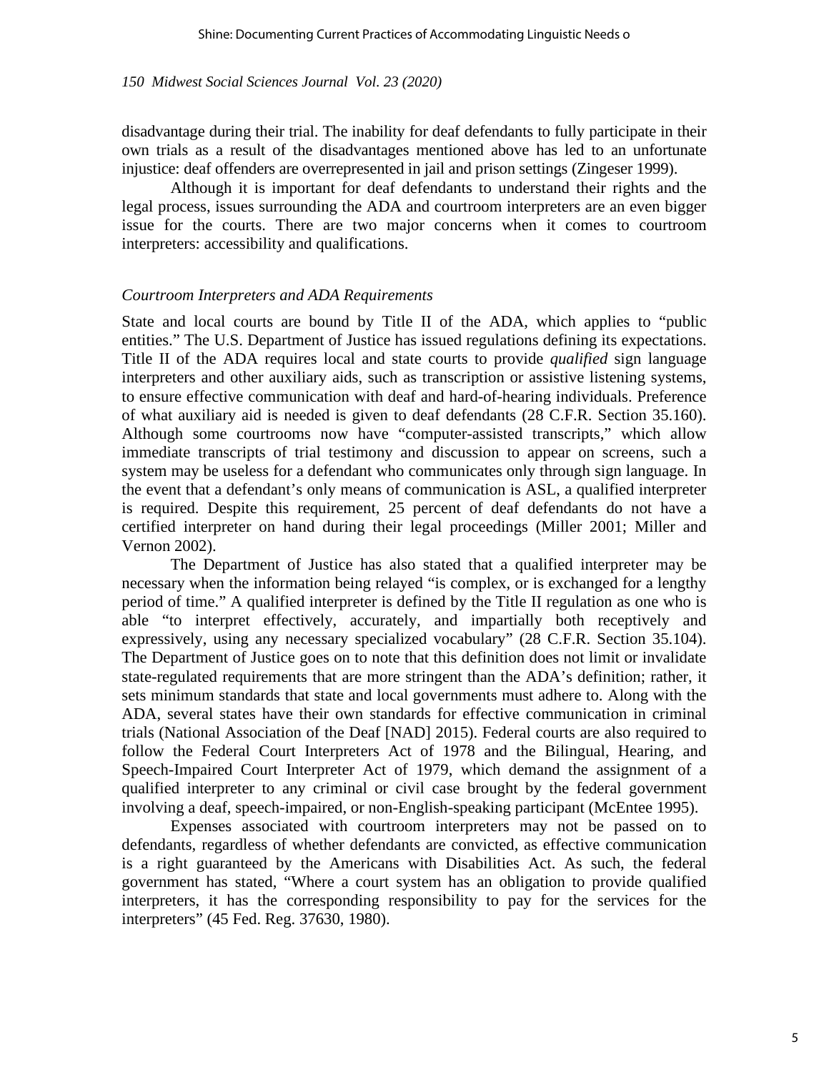disadvantage during their trial. The inability for deaf defendants to fully participate in their own trials as a result of the disadvantages mentioned above has led to an unfortunate injustice: deaf offenders are overrepresented in jail and prison settings (Zingeser 1999).

Although it is important for deaf defendants to understand their rights and the legal process, issues surrounding the ADA and courtroom interpreters are an even bigger issue for the courts. There are two major concerns when it comes to courtroom interpreters: accessibility and qualifications.

### *Courtroom Interpreters and ADA Requirements*

State and local courts are bound by Title II of the ADA, which applies to "public entities." The U.S. Department of Justice has issued regulations defining its expectations. Title II of the ADA requires local and state courts to provide *qualified* sign language interpreters and other auxiliary aids, such as transcription or assistive listening systems, to ensure effective communication with deaf and hard-of-hearing individuals. Preference of what auxiliary aid is needed is given to deaf defendants (28 C.F.R. Section 35.160). Although some courtrooms now have "computer-assisted transcripts," which allow immediate transcripts of trial testimony and discussion to appear on screens, such a system may be useless for a defendant who communicates only through sign language. In the event that a defendant's only means of communication is ASL, a qualified interpreter is required. Despite this requirement, 25 percent of deaf defendants do not have a certified interpreter on hand during their legal proceedings (Miller 2001; Miller and Vernon 2002).

The Department of Justice has also stated that a qualified interpreter may be necessary when the information being relayed "is complex, or is exchanged for a lengthy period of time." A qualified interpreter is defined by the Title II regulation as one who is able "to interpret effectively, accurately, and impartially both receptively and expressively, using any necessary specialized vocabulary" (28 C.F.R. Section 35.104). The Department of Justice goes on to note that this definition does not limit or invalidate state-regulated requirements that are more stringent than the ADA's definition; rather, it sets minimum standards that state and local governments must adhere to. Along with the ADA, several states have their own standards for effective communication in criminal trials (National Association of the Deaf [NAD] 2015). Federal courts are also required to follow the Federal Court Interpreters Act of 1978 and the Bilingual, Hearing, and Speech-Impaired Court Interpreter Act of 1979, which demand the assignment of a qualified interpreter to any criminal or civil case brought by the federal government involving a deaf, speech-impaired, or non-English-speaking participant (McEntee 1995).

Expenses associated with courtroom interpreters may not be passed on to defendants, regardless of whether defendants are convicted, as effective communication is a right guaranteed by the Americans with Disabilities Act. As such, the federal government has stated, "Where a court system has an obligation to provide qualified interpreters, it has the corresponding responsibility to pay for the services for the interpreters" (45 Fed. Reg. 37630, 1980).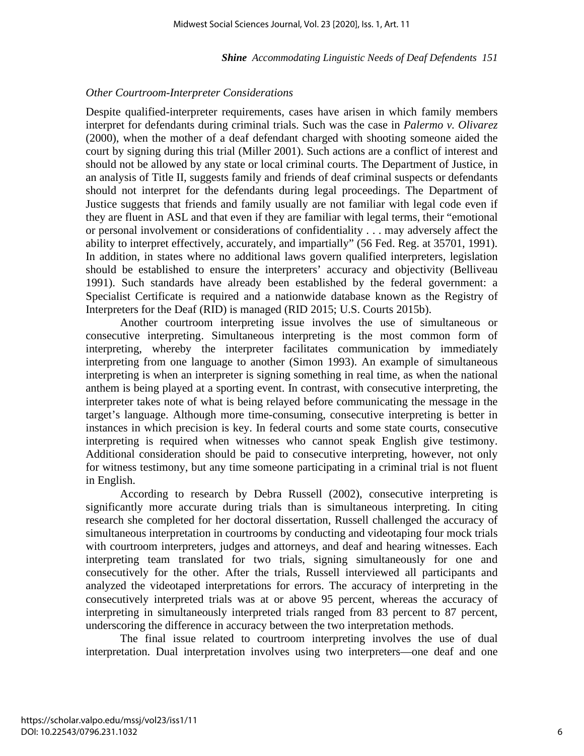*Other Courtroom-Interpreter Considerations*

Despite qualified-interpreter requirements, cases have arisen in which family members interpret for defendants during criminal trials. Such was the case in *Palermo v. Olivarez* (2000), when the mother of a deaf defendant charged with shooting someone aided the court by signing during this trial (Miller 2001). Such actions are a conflict of interest and should not be allowed by any state or local criminal courts. The Department of Justice, in an analysis of Title II, suggests family and friends of deaf criminal suspects or defendants should not interpret for the defendants during legal proceedings. The Department of Justice suggests that friends and family usually are not familiar with legal code even if they are fluent in ASL and that even if they are familiar with legal terms, their "emotional or personal involvement or considerations of confidentiality . . . may adversely affect the ability to interpret effectively, accurately, and impartially" (56 Fed. Reg. at 35701, 1991). In addition, in states where no additional laws govern qualified interpreters, legislation should be established to ensure the interpreters' accuracy and objectivity (Belliveau 1991). Such standards have already been established by the federal government: a Specialist Certificate is required and a nationwide database known as the Registry of Interpreters for the Deaf (RID) is managed (RID 2015; U.S. Courts 2015b).

Another courtroom interpreting issue involves the use of simultaneous or consecutive interpreting. Simultaneous interpreting is the most common form of interpreting, whereby the interpreter facilitates communication by immediately interpreting from one language to another (Simon 1993). An example of simultaneous interpreting is when an interpreter is signing something in real time, as when the national anthem is being played at a sporting event. In contrast, with consecutive interpreting, the interpreter takes note of what is being relayed before communicating the message in the target's language. Although more time-consuming, consecutive interpreting is better in instances in which precision is key. In federal courts and some state courts, consecutive interpreting is required when witnesses who cannot speak English give testimony. Additional consideration should be paid to consecutive interpreting, however, not only for witness testimony, but any time someone participating in a criminal trial is not fluent in English.

According to research by Debra Russell (2002), consecutive interpreting is significantly more accurate during trials than is simultaneous interpreting. In citing research she completed for her doctoral dissertation, Russell challenged the accuracy of simultaneous interpretation in courtrooms by conducting and videotaping four mock trials with courtroom interpreters, judges and attorneys, and deaf and hearing witnesses. Each interpreting team translated for two trials, signing simultaneously for one and consecutively for the other. After the trials, Russell interviewed all participants and analyzed the videotaped interpretations for errors. The accuracy of interpreting in the consecutively interpreted trials was at or above 95 percent, whereas the accuracy of interpreting in simultaneously interpreted trials ranged from 83 percent to 87 percent, underscoring the difference in accuracy between the two interpretation methods.

The final issue related to courtroom interpreting involves the use of dual interpretation. Dual interpretation involves using two interpreters—one deaf and one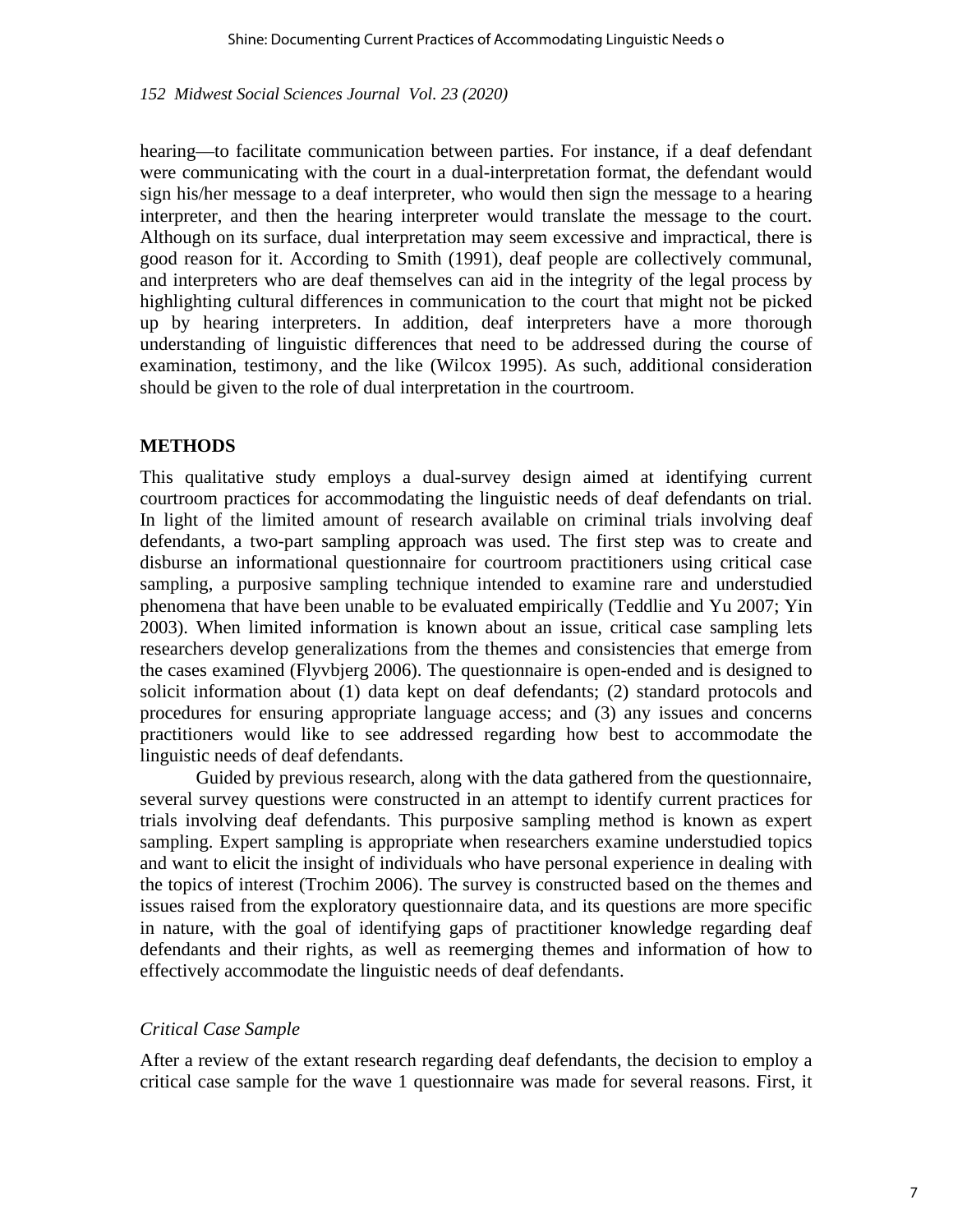hearing—to facilitate communication between parties. For instance, if a deaf defendant were communicating with the court in a dual-interpretation format, the defendant would sign his/her message to a deaf interpreter, who would then sign the message to a hearing interpreter, and then the hearing interpreter would translate the message to the court. Although on its surface, dual interpretation may seem excessive and impractical, there is good reason for it. According to Smith (1991), deaf people are collectively communal, and interpreters who are deaf themselves can aid in the integrity of the legal process by highlighting cultural differences in communication to the court that might not be picked up by hearing interpreters. In addition, deaf interpreters have a more thorough understanding of linguistic differences that need to be addressed during the course of examination, testimony, and the like (Wilcox 1995). As such, additional consideration should be given to the role of dual interpretation in the courtroom.

## METHODS

This qualitative study employs a dual-survey design aimed at identifying current courtroom practices for accommodating the linguistic needs of deaf defendants on trial. In light of the limited amount of research available on criminal trials involving deaf defendants, a two-part sampling approach was used. The first step was to create and disburse an informational questionnaire for courtroom practitioners using critical case sampling, a purposive sampling technique intended to examine rare and understudied phenomena that have been unable to be evaluated empirically (Teddlie and Yu 2007; Yin 2003). When limited information is known about an issue, critical case sampling lets researchers develop generalizations from the themes and consistencies that emerge from the cases examined (Flyvbjerg 2006). The questionnaire is open-ended and is designed to solicit information about (1) data kept on deaf defendants; (2) standard protocols and procedures for ensuring appropriate language access; and (3) any issues and concerns practitioners would like to see addressed regarding how best to accommodate the linguistic needs of deaf defendants.

Guided by previous research, along with the data gathered from the questionnaire, several survey questions were constructed in an attempt to identify current practices for trials involving deaf defendants. This purposive sampling method is known as expert sampling. Expert sampling is appropriate when researchers examine understudied topics and want to elicit the insight of individuals who have personal experience in dealing with the topics of interest (Trochim 2006). The survey is constructed based on the themes and issues raised from the exploratory questionnaire data, and its questions are more specific in nature, with the goal of identifying gaps of practitioner knowledge regarding deaf defendants and their rights, as well as reemerging themes and information of how to effectively accommodate the linguistic needs of deaf defendants.

### *Critical Case Sample*

After a review of the extant research regarding deaf defendants, the decision to employ a critical case sample for the wave 1 questionnaire was made for several reasons. First, it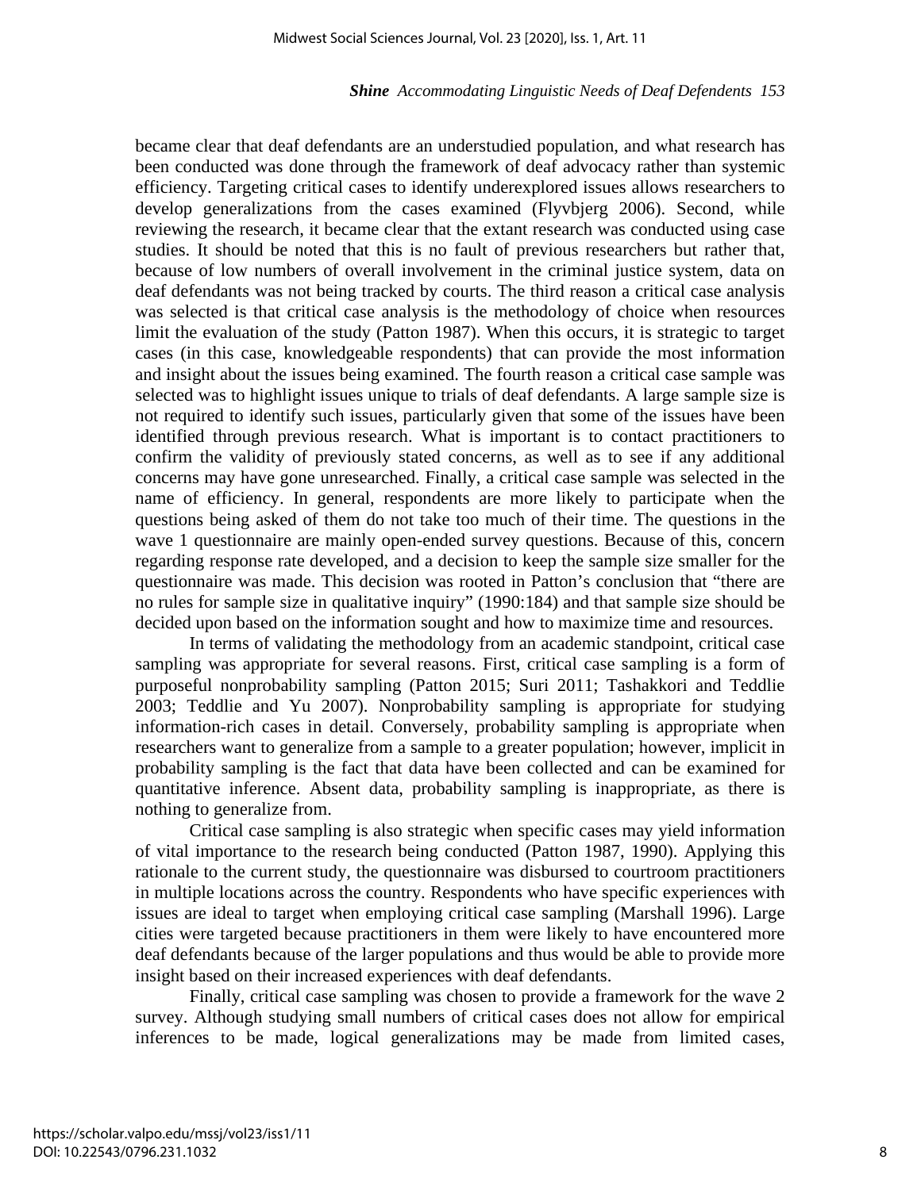became clear that deaf defendants are an understudied population, and what research has been conducted was done through the framework of deaf advocacy rather than systemic efficiency. Targeting critical cases to identify underexplored issues allows researchers to develop generalizations from the cases examined (Flyvbjerg 2006). Second, while reviewing the research, it became clear that the extant research was conducted using case studies. It should be noted that this is no fault of previous researchers but rather that, because of low numbers of overall involvement in the criminal justice system, data on deaf defendants was not being tracked by courts. The third reason a critical case analysis was selected is that critical case analysis is the methodology of choice when resources limit the evaluation of the study (Patton 1987). When this occurs, it is strategic to target cases (in this case, knowledgeable respondents) that can provide the most information and insight about the issues being examined. The fourth reason a critical case sample was selected was to highlight issues unique to trials of deaf defendants. A large sample size is not required to identify such issues, particularly given that some of the issues have been identified through previous research. What is important is to contact practitioners to confirm the validity of previously stated concerns, as well as to see if any additional concerns may have gone unresearched. Finally, a critical case sample was selected in the name of efficiency. In general, respondents are more likely to participate when the questions being asked of them do not take too much of their time. The questions in the wave 1 questionnaire are mainly open-ended survey questions. Because of this, concern regarding response rate developed, and a decision to keep the sample size smaller for the questionnaire was made. This decision was rooted in Patton's conclusion that "there are no rules for sample size in qualitative inquiry" (1990:184) and that sample size should be decided upon based on the information sought and how to maximize time and resources.

In terms of validating the methodology from an academic standpoint, critical case sampling was appropriate for several reasons. First, critical case sampling is a form of purposeful nonprobability sampling (Patton 2015; Suri 2011; Tashakkori and Teddlie 2003; Teddlie and Yu 2007). Nonprobability sampling is appropriate for studying information-rich cases in detail. Conversely, probability sampling is appropriate when researchers want to generalize from a sample to a greater population; however, implicit in probability sampling is the fact that data have been collected and can be examined for quantitative inference. Absent data, probability sampling is inappropriate, as there is nothing to generalize from.

Critical case sampling is also strategic when specific cases may yield information of vital importance to the research being conducted (Patton 1987, 1990). Applying this rationale to the current study, the questionnaire was disbursed to courtroom practitioners in multiple locations across the country. Respondents who have specific experiences with issues are ideal to target when employing critical case sampling (Marshall 1996). Large cities were targeted because practitioners in them were likely to have encountered more deaf defendants because of the larger populations and thus would be able to provide more insight based on their increased experiences with deaf defendants.

Finally, critical case sampling was chosen to provide a framework for the wave 2 survey. Although studying small numbers of critical cases does not allow for empirical inferences to be made, logical generalizations may be made from limited cases,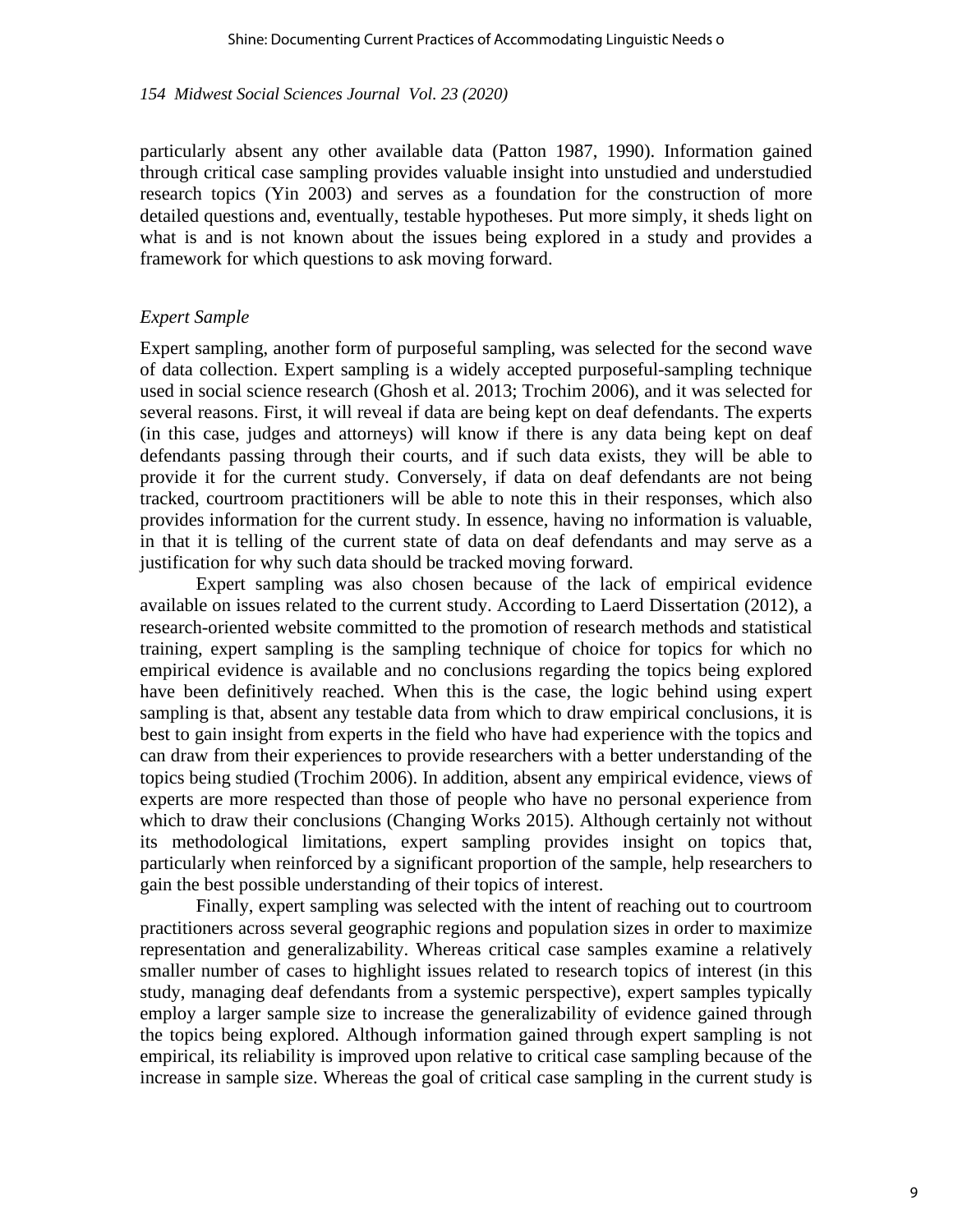particularly absent any other available data (Patton 1987, 1990). Information gained through critical case sampling provides valuable insight into unstudied and understudied research topics (Yin 2003) and serves as a foundation for the construction of more detailed questions and, eventually, testable hypotheses. Put more simply, it sheds light on what is and is not known about the issues being explored in a study and provides a framework for which questions to ask moving forward.

### *Expert Sample*

Expert sampling, another form of purposeful sampling, was selected for the second wave of data collection. Expert sampling is a widely accepted purposeful-sampling technique used in social science research (Ghosh et al. 2013; Trochim 2006), and it was selected for several reasons. First, it will reveal if data are being kept on deaf defendants. The experts (in this case, judges and attorneys) will know if there is any data being kept on deaf defendants passing through their courts, and if such data exists, they will be able to provide it for the current study. Conversely, if data on deaf defendants are not being tracked, courtroom practitioners will be able to note this in their responses, which also provides information for the current study. In essence, having no information is valuable, in that it is telling of the current state of data on deaf defendants and may serve as a justification for why such data should be tracked moving forward.

Expert sampling was also chosen because of the lack of empirical evidence available on issues related to the current study. According to Laerd Dissertation (2012), a research-oriented website committed to the promotion of research methods and statistical training, expert sampling is the sampling technique of choice for topics for which no empirical evidence is available and no conclusions regarding the topics being explored have been definitively reached. When this is the case, the logic behind using expert sampling is that, absent any testable data from which to draw empirical conclusions, it is best to gain insight from experts in the field who have had experience with the topics and can draw from their experiences to provide researchers with a better understanding of the topics being studied (Trochim 2006). In addition, absent any empirical evidence, views of experts are more respected than those of people who have no personal experience from which to draw their conclusions (Changing Works 2015). Although certainly not without its methodological limitations, expert sampling provides insight on topics that, particularly when reinforced by a significant proportion of the sample, help researchers to gain the best possible understanding of their topics of interest.

Finally, expert sampling was selected with the intent of reaching out to courtroom practitioners across several geographic regions and population sizes in order to maximize representation and generalizability. Whereas critical case samples examine a relatively smaller number of cases to highlight issues related to research topics of interest (in this study, managing deaf defendants from a systemic perspective), expert samples typically employ a larger sample size to increase the generalizability of evidence gained through the topics being explored. Although information gained through expert sampling is not empirical, its reliability is improved upon relative to critical case sampling because of the increase in sample size. Whereas the goal of critical case sampling in the current study is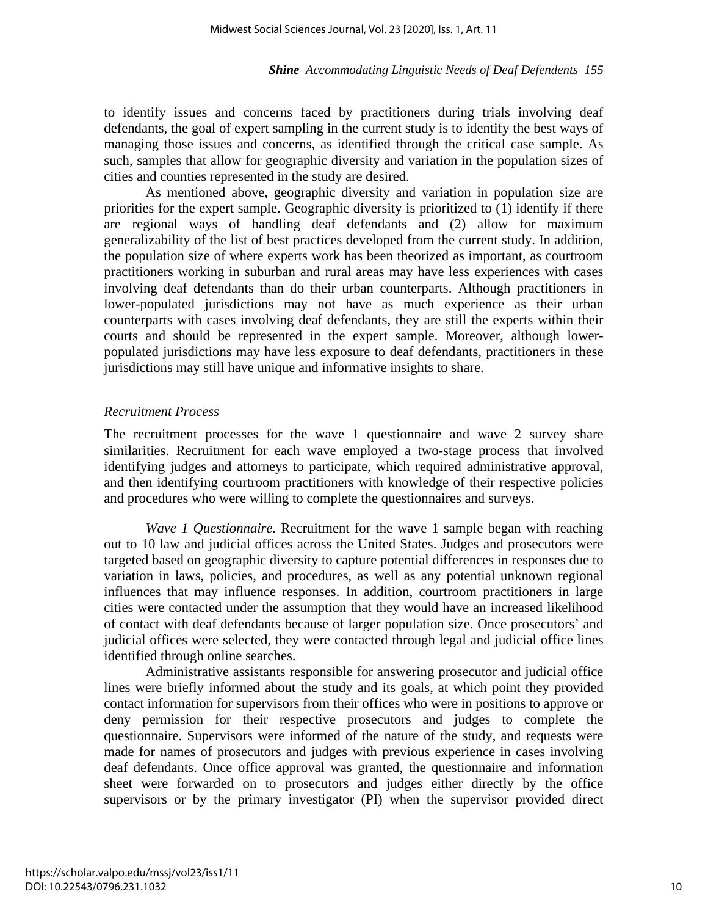to identify issues and concerns faced by practitioners during trials involving deaf defendants, the goal of expert sampling in the current study is to identify the best ways of managing those issues and concerns, as identified through the critical case sample. As such, samples that allow for geographic diversity and variation in the population sizes of cities and counties represented in the study are desired.

As mentioned above, geographic diversity and variation in population size are priorities for the expert sample. Geographic diversity is prioritized to (1) identify if there are regional ways of handling deaf defendants and (2) allow for maximum generalizability of the list of best practices developed from the current study. In addition, the population size of where experts work has been theorized as important, as courtroom practitioners working in suburban and rural areas may have less experiences with cases involving deaf defendants than do their urban counterparts. Although practitioners in lower-populated jurisdictions may not have as much experience as their urban counterparts with cases involving deaf defendants, they are still the experts within their courts and should be represented in the expert sample. Moreover, although lower-populated jurisdictions may have less exposure to deaf defendants, practitioners in these jurisdictions may still have unique and informative insights to share.

*Recruitment Process*

The recruitment processes for the wave 1 questionnaire and wave 2 survey share similarities. Recruitment for each wave employed a two-stage process that involved identifying judges and attorneys to participate, which required administrative approval, and then identifying courtroom practitioners with knowledge of their respective policies and procedures who were willing to complete the questionnaires and surveys.

*Wave 1 Questionnaire.* Recruitment for the wave 1 sample began with reaching out to 10 law and judicial offices across the United States. Judges and prosecutors were targeted based on geographic diversity to capture potential differences in responses due to variation in laws, policies, and procedures, as well as any potential unknown regional influences that may influence responses. In addition, courtroom practitioners in large cities were contacted under the assumption that they would have an increased likelihood of contact with deaf defendants because of larger population size. Once prosecutors' and judicial offices were selected, they were contacted through legal and judicial office lines identified through online searches.

Administrative assistants responsible for answering prosecutor and judicial office lines were briefly informed about the study and its goals, at which point they provided contact information for supervisors from their offices who were in positions to approve or deny permission for their respective prosecutors and judges to complete the questionnaire. Supervisors were informed of the nature of the study, and requests were made for names of prosecutors and judges with previous experience in cases involving deaf defendants. Once office approval was granted, the questionnaire and information sheet were forwarded on to prosecutors and judges either directly by the office supervisors or by the primary investigator (PI) when the supervisor provided direct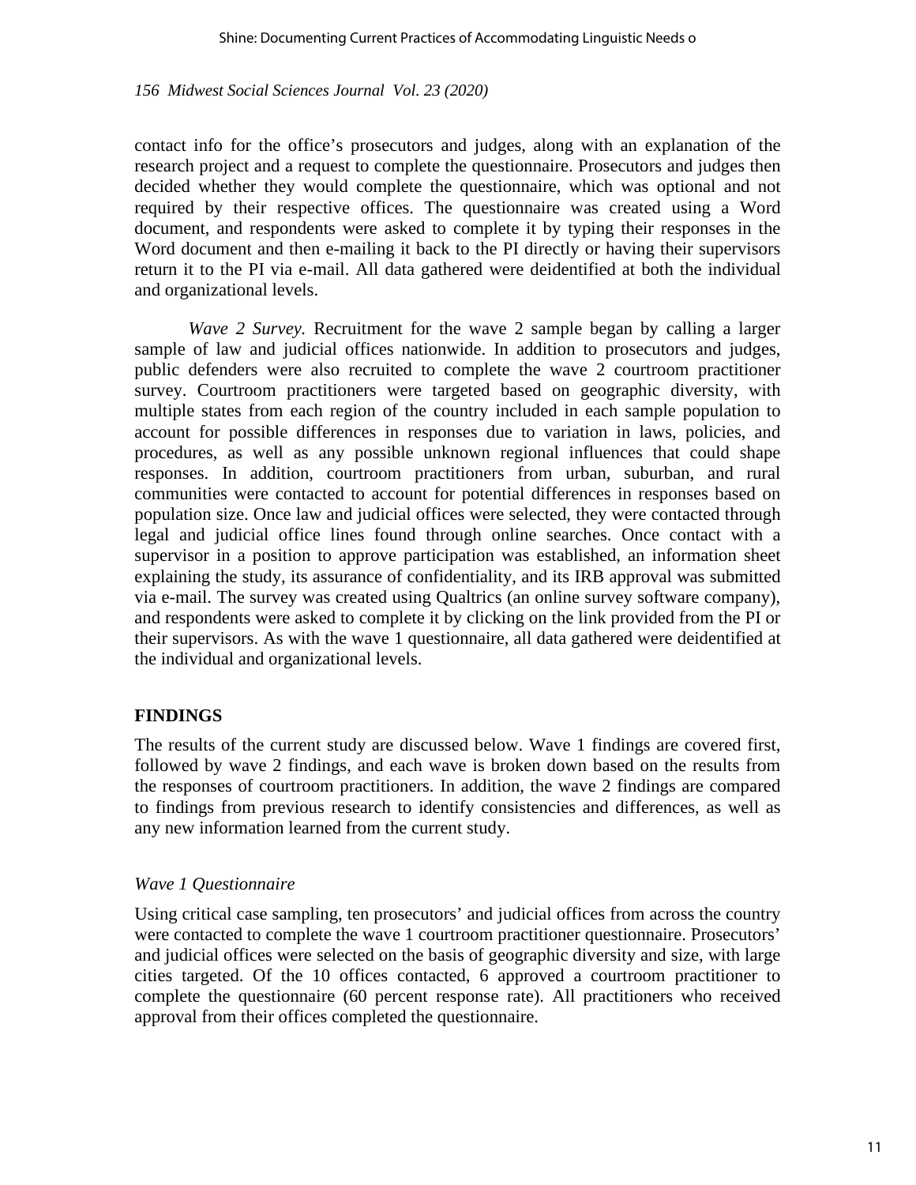contact info for the office's prosecutors and judges, along with an explanation of the research project and a request to complete the questionnaire. Prosecutors and judges then decided whether they would complete the questionnaire, which was optional and not required by their respective offices. The questionnaire was created using a Word document, and respondents were asked to complete it by typing their responses in the Word document and then e-mailing it back to the PI directly or having their supervisors return it to the PI via e-mail. All data gathered were deidentified at both the individual and organizational levels.

*Wave 2 Survey.* Recruitment for the wave 2 sample began by calling a larger sample of law and judicial offices nationwide. In addition to prosecutors and judges, public defenders were also recruited to complete the wave 2 courtroom practitioner survey. Courtroom practitioners were targeted based on geographic diversity, with multiple states from each region of the country included in each sample population to account for possible differences in responses due to variation in laws, policies, and procedures, as well as any possible unknown regional influences that could shape responses. In addition, courtroom practitioners from urban, suburban, and rural communities were contacted to account for potential differences in responses based on population size. Once law and judicial offices were selected, they were contacted through legal and judicial office lines found through online searches. Once contact with a supervisor in a position to approve participation was established, an information sheet explaining the study, its assurance of confidentiality, and its IRB approval was submitted via e-mail. The survey was created using Qualtrics (an online survey software company), and respondents were asked to complete it by clicking on the link provided from the PI or their supervisors. As with the wave 1 questionnaire, all data gathered were deidentified at the individual and organizational levels.

## FINDINGS

The results of the current study are discussed below. Wave 1 findings are covered first, followed by wave 2 findings, and each wave is broken down based on the results from the responses of courtroom practitioners. In addition, the wave 2 findings are compared to findings from previous research to identify consistencies and differences, as well as any new information learned from the current study.

### *Wave 1 Questionnaire*

Using critical case sampling, ten prosecutors' and judicial offices from across the country were contacted to complete the wave 1 courtroom practitioner questionnaire. Prosecutors' and judicial offices were selected on the basis of geographic diversity and size, with large cities targeted. Of the 10 offices contacted, 6 approved a courtroom practitioner to complete the questionnaire (60 percent response rate). All practitioners who received approval from their offices completed the questionnaire.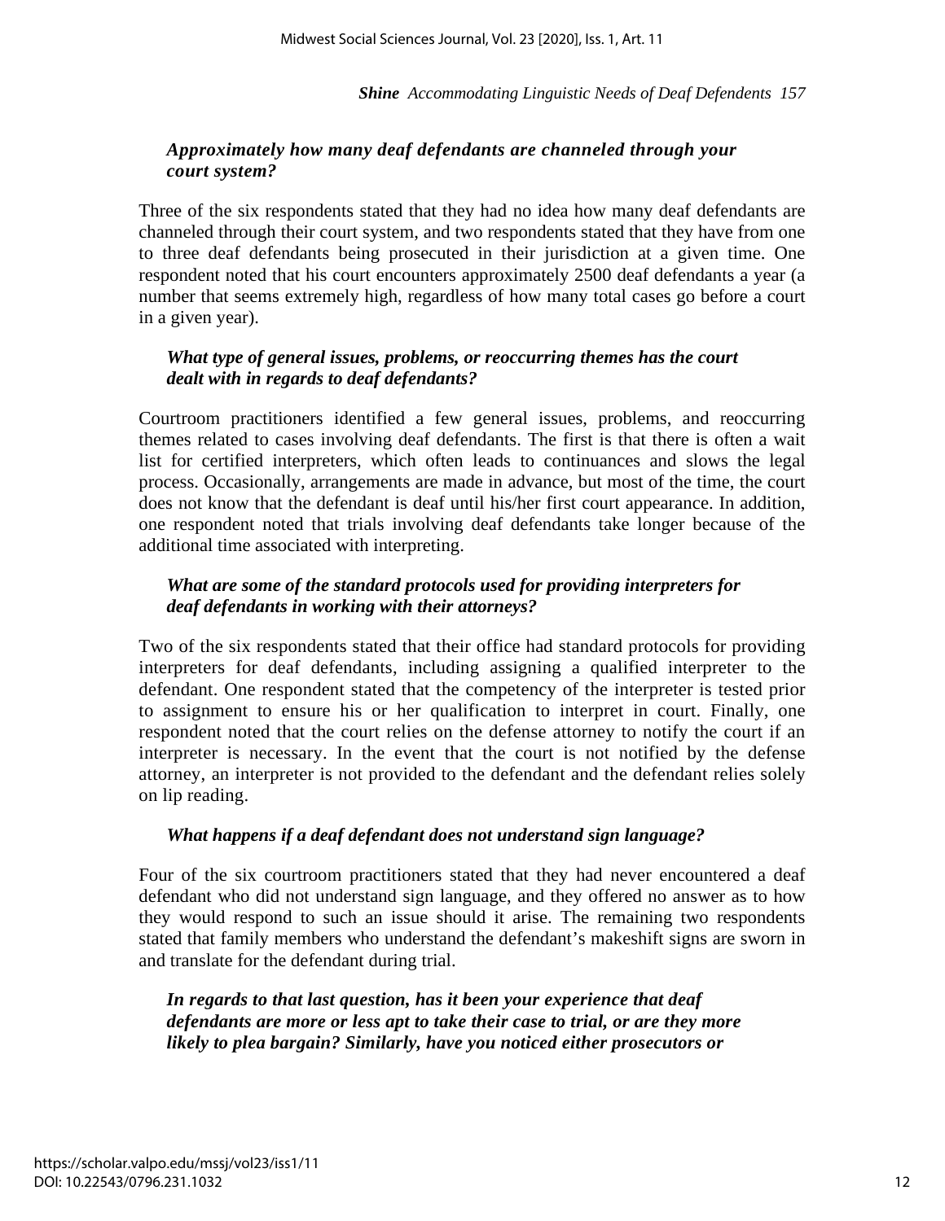*Approximately how many deaf defendants are channeled through your court system?*

Three of the six respondents stated that they had no idea how many deaf defendants are channeled through their court system, and two respondents stated that they have from one to three deaf defendants being prosecuted in their jurisdiction at a given time. One respondent noted that his court encounters approximately 2500 deaf defendants a year (a number that seems extremely high, regardless of how many total cases go before a court in a given year).

*What type of general issues, problems, or reoccurring themes has the court dealt with in regards to deaf defendants?*

Courtroom practitioners identified a few general issues, problems, and reoccurring themes related to cases involving deaf defendants. The first is that there is often a wait list for certified interpreters, which often leads to continuances and slows the legal process. Occasionally, arrangements are made in advance, but most of the time, the court does not know that the defendant is deaf until his/her first court appearance. In addition, one respondent noted that trials involving deaf defendants take longer because of the additional time associated with interpreting.

*What are some of the standard protocols used for providing interpreters for deaf defendants in working with their attorneys?*

Two of the six respondents stated that their office had standard protocols for providing interpreters for deaf defendants, including assigning a qualified interpreter to the defendant. One respondent stated that the competency of the interpreter is tested prior to assignment to ensure his or her qualification to interpret in court. Finally, one respondent noted that the court relies on the defense attorney to notify the court if an interpreter is necessary. In the event that the court is not notified by the defense attorney, an interpreter is not provided to the defendant and the defendant relies solely on lip reading.

*What happens if a deaf defendant does not understand sign language?*

Four of the six courtroom practitioners stated that they had never encountered a deaf defendant who did not understand sign language, and they offered no answer as to how they would respond to such an issue should it arise. The remaining two respondents stated that family members who understand the defendant's makeshift signs are sworn in and translate for the defendant during trial.

***In regards to that last question, has it been your experience that deaf defendants are more or less apt to take their case to trial, or are they more likely to plea bargain? Similarly, have you noticed either prosecutors or***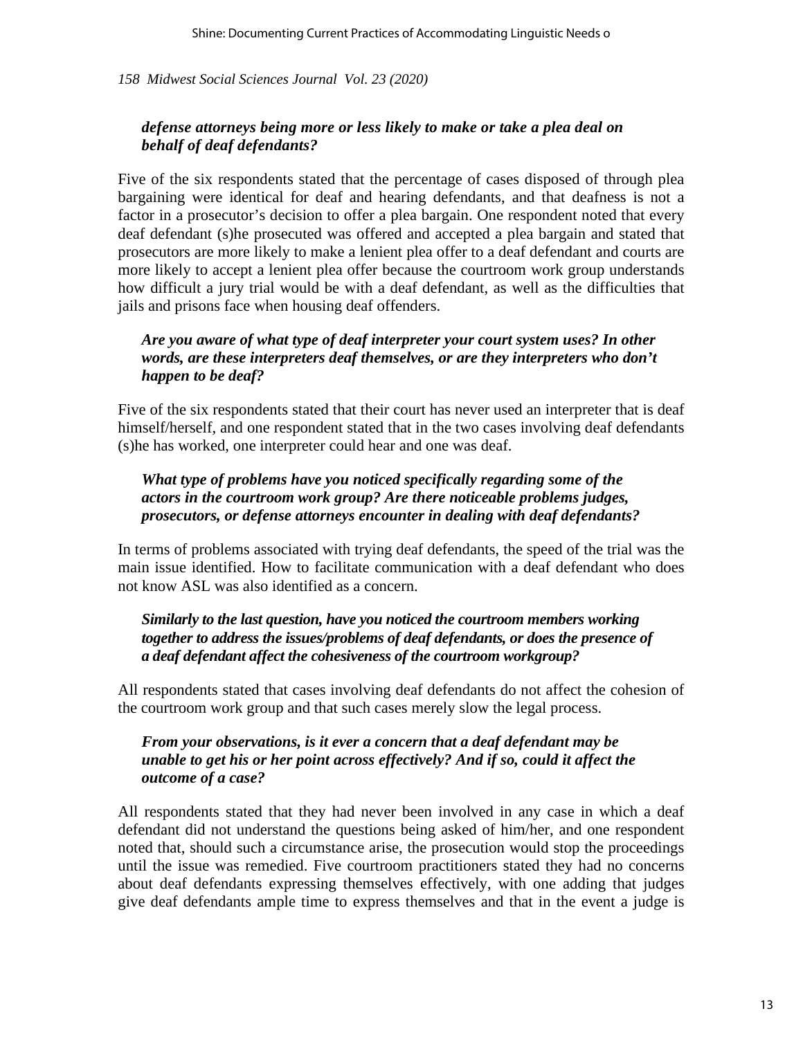***defense attorneys being more or less likely to make or take a plea deal on behalf of deaf defendants?***

Five of the six respondents stated that the percentage of cases disposed of through plea bargaining were identical for deaf and hearing defendants, and that deafness is not a factor in a prosecutor's decision to offer a plea bargain. One respondent noted that every deaf defendant (s)he prosecuted was offered and accepted a plea bargain and stated that prosecutors are more likely to make a lenient plea offer to a deaf defendant and courts are more likely to accept a lenient plea offer because the courtroom work group understands how difficult a jury trial would be with a deaf defendant, as well as the difficulties that jails and prisons face when housing deaf offenders.

***Are you aware of what type of deaf interpreter your court system uses? In other words, are these interpreters deaf themselves, or are they interpreters who don't happen to be deaf?***

Five of the six respondents stated that their court has never used an interpreter that is deaf himself/herself, and one respondent stated that in the two cases involving deaf defendants (s)he has worked, one interpreter could hear and one was deaf.

***What type of problems have you noticed specifically regarding some of the actors in the courtroom work group? Are there noticeable problems judges, prosecutors, or defense attorneys encounter in dealing with deaf defendants?***

In terms of problems associated with trying deaf defendants, the speed of the trial was the main issue identified. How to facilitate communication with a deaf defendant who does not know ASL was also identified as a concern.

***Similarly to the last question, have you noticed the courtroom members working together to address the issues/problems of deaf defendants, or does the presence of a deaf defendant affect the cohesiveness of the courtroom workgroup?***

All respondents stated that cases involving deaf defendants do not affect the cohesion of the courtroom work group and that such cases merely slow the legal process.

***From your observations, is it ever a concern that a deaf defendant may be unable to get his or her point across effectively? And if so, could it affect the outcome of a case?***

All respondents stated that they had never been involved in any case in which a deaf defendant did not understand the questions being asked of him/her, and one respondent noted that, should such a circumstance arise, the prosecution would stop the proceedings until the issue was remedied. Five courtroom practitioners stated they had no concerns about deaf defendants expressing themselves effectively, with one adding that judges give deaf defendants ample time to express themselves and that in the event a judge is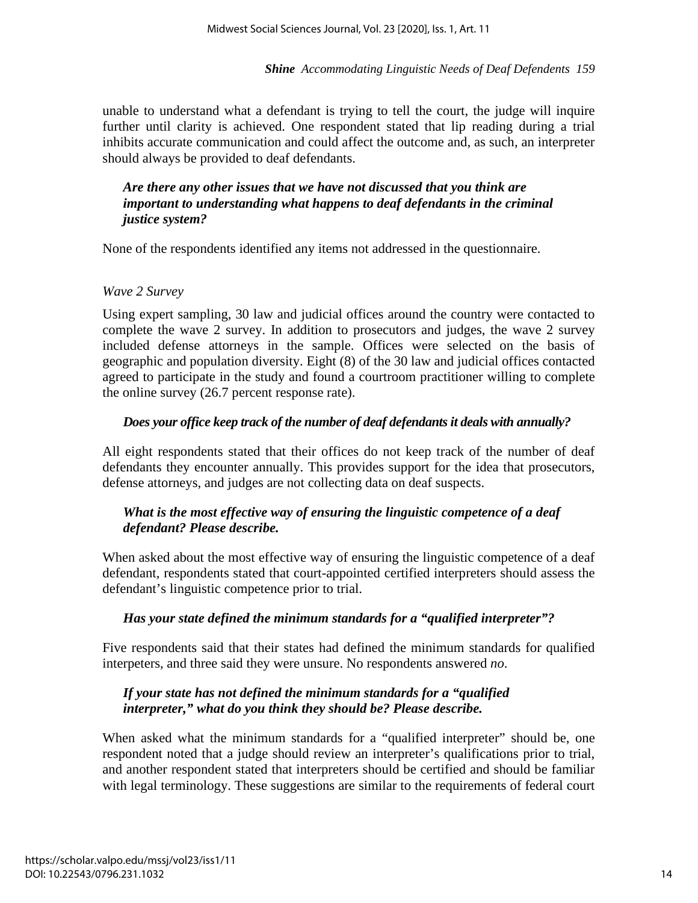unable to understand what a defendant is trying to tell the court, the judge will inquire further until clarity is achieved. One respondent stated that lip reading during a trial inhibits accurate communication and could affect the outcome and, as such, an interpreter should always be provided to deaf defendants.

> ***Are there any other issues that we have not discussed that you think are important to understanding what happens to deaf defendants in the criminal justice system?***

None of the respondents identified any items not addressed in the questionnaire.

*Wave 2 Survey*

Using expert sampling, 30 law and judicial offices around the country were contacted to complete the wave 2 survey. In addition to prosecutors and judges, the wave 2 survey included defense attorneys in the sample. Offices were selected on the basis of geographic and population diversity. Eight (8) of the 30 law and judicial offices contacted agreed to participate in the study and found a courtroom practitioner willing to complete the online survey (26.7 percent response rate).

> ***Does your office keep track of the number of deaf defendants it deals with annually?***

All eight respondents stated that their offices do not keep track of the number of deaf defendants they encounter annually. This provides support for the idea that prosecutors, defense attorneys, and judges are not collecting data on deaf suspects.

> ***What is the most effective way of ensuring the linguistic competence of a deaf defendant? Please describe.***

When asked about the most effective way of ensuring the linguistic competence of a deaf defendant, respondents stated that court-appointed certified interpreters should assess the defendant's linguistic competence prior to trial.

> ***Has your state defined the minimum standards for a "qualified interpreter"?***

Five respondents said that their states had defined the minimum standards for qualified interpeters, and three said they were unsure. No respondents answered *no*.

> ***If your state has not defined the minimum standards for a "qualified interpreter," what do you think they should be? Please describe.***

When asked what the minimum standards for a "qualified interpreter" should be, one respondent noted that a judge should review an interpreter's qualifications prior to trial, and another respondent stated that interpreters should be certified and should be familiar with legal terminology. These suggestions are similar to the requirements of federal court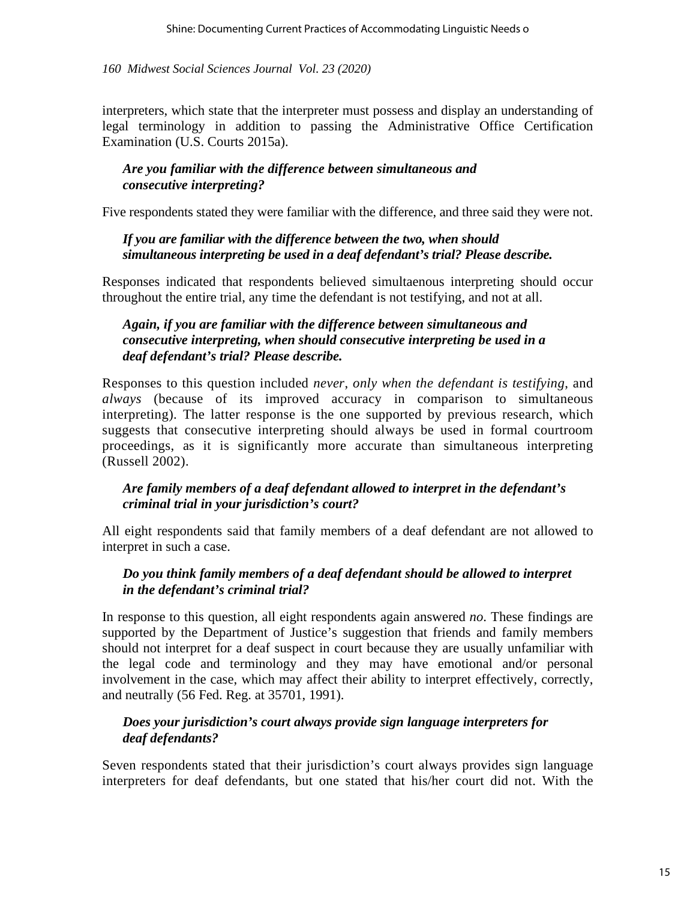interpreters, which state that the interpreter must possess and display an understanding of legal terminology in addition to passing the Administrative Office Certification Examination (U.S. Courts 2015a).

***Are you familiar with the difference between simultaneous and consecutive interpreting?***

Five respondents stated they were familiar with the difference, and three said they were not.

***If you are familiar with the difference between the two, when should simultaneous interpreting be used in a deaf defendant's trial? Please describe.***

Responses indicated that respondents believed simultaenous interpreting should occur throughout the entire trial, any time the defendant is not testifying, and not at all.

***Again, if you are familiar with the difference between simultaneous and consecutive interpreting, when should consecutive interpreting be used in a deaf defendant's trial? Please describe.***

Responses to this question included *never*, *only when the defendant is testifying*, and *always* (because of its improved accuracy in comparison to simultaneous interpreting). The latter response is the one supported by previous research, which suggests that consecutive interpreting should always be used in formal courtroom proceedings, as it is significantly more accurate than simultaneous interpreting (Russell 2002).

***Are family members of a deaf defendant allowed to interpret in the defendant's criminal trial in your jurisdiction's court?***

All eight respondents said that family members of a deaf defendant are not allowed to interpret in such a case.

***Do you think family members of a deaf defendant should be allowed to interpret in the defendant's criminal trial?***

In response to this question, all eight respondents again answered *no*. These findings are supported by the Department of Justice's suggestion that friends and family members should not interpret for a deaf suspect in court because they are usually unfamiliar with the legal code and terminology and they may have emotional and/or personal involvement in the case, which may affect their ability to interpret effectively, correctly, and neutrally (56 Fed. Reg. at 35701, 1991).

***Does your jurisdiction's court always provide sign language interpreters for deaf defendants?***

Seven respondents stated that their jurisdiction's court always provides sign language interpreters for deaf defendants, but one stated that his/her court did not. With the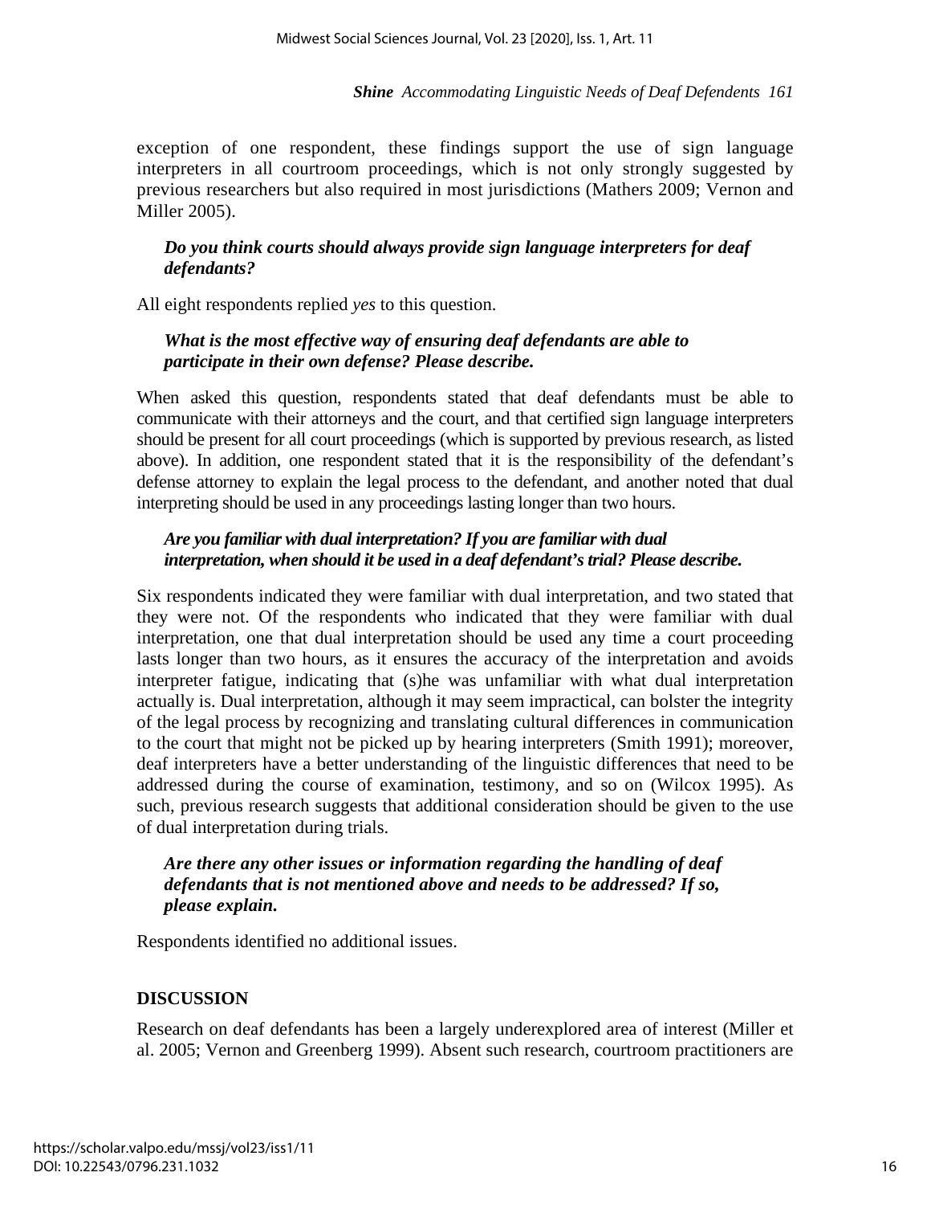exception of one respondent, these findings support the use of sign language interpreters in all courtroom proceedings, which is not only strongly suggested by previous researchers but also required in most jurisdictions (Mathers 2009; Vernon and Miller 2005).

***Do you think courts should always provide sign language interpreters for deaf defendants?***

All eight respondents replied *yes* to this question.

***What is the most effective way of ensuring deaf defendants are able to participate in their own defense? Please describe.***

When asked this question, respondents stated that deaf defendants must be able to communicate with their attorneys and the court, and that certified sign language interpreters should be present for all court proceedings (which is supported by previous research, as listed above). In addition, one respondent stated that it is the responsibility of the defendant's defense attorney to explain the legal process to the defendant, and another noted that dual interpreting should be used in any proceedings lasting longer than two hours.

***Are you familiar with dual interpretation? If you are familiar with dual interpretation, when should it be used in a deaf defendant's trial? Please describe.***

Six respondents indicated they were familiar with dual interpretation, and two stated that they were not. Of the respondents who indicated that they were familiar with dual interpretation, one that dual interpretation should be used any time a court proceeding lasts longer than two hours, as it ensures the accuracy of the interpretation and avoids interpreter fatigue, indicating that (s)he was unfamiliar with what dual interpretation actually is. Dual interpretation, although it may seem impractical, can bolster the integrity of the legal process by recognizing and translating cultural differences in communication to the court that might not be picked up by hearing interpreters (Smith 1991); moreover, deaf interpreters have a better understanding of the linguistic differences that need to be addressed during the course of examination, testimony, and so on (Wilcox 1995). As such, previous research suggests that additional consideration should be given to the use of dual interpretation during trials.

***Are there any other issues or information regarding the handling of deaf defendants that is not mentioned above and needs to be addressed? If so, please explain.***

Respondents identified no additional issues.

## DISCUSSION

Research on deaf defendants has been a largely underexplored area of interest (Miller et al. 2005; Vernon and Greenberg 1999). Absent such research, courtroom practitioners are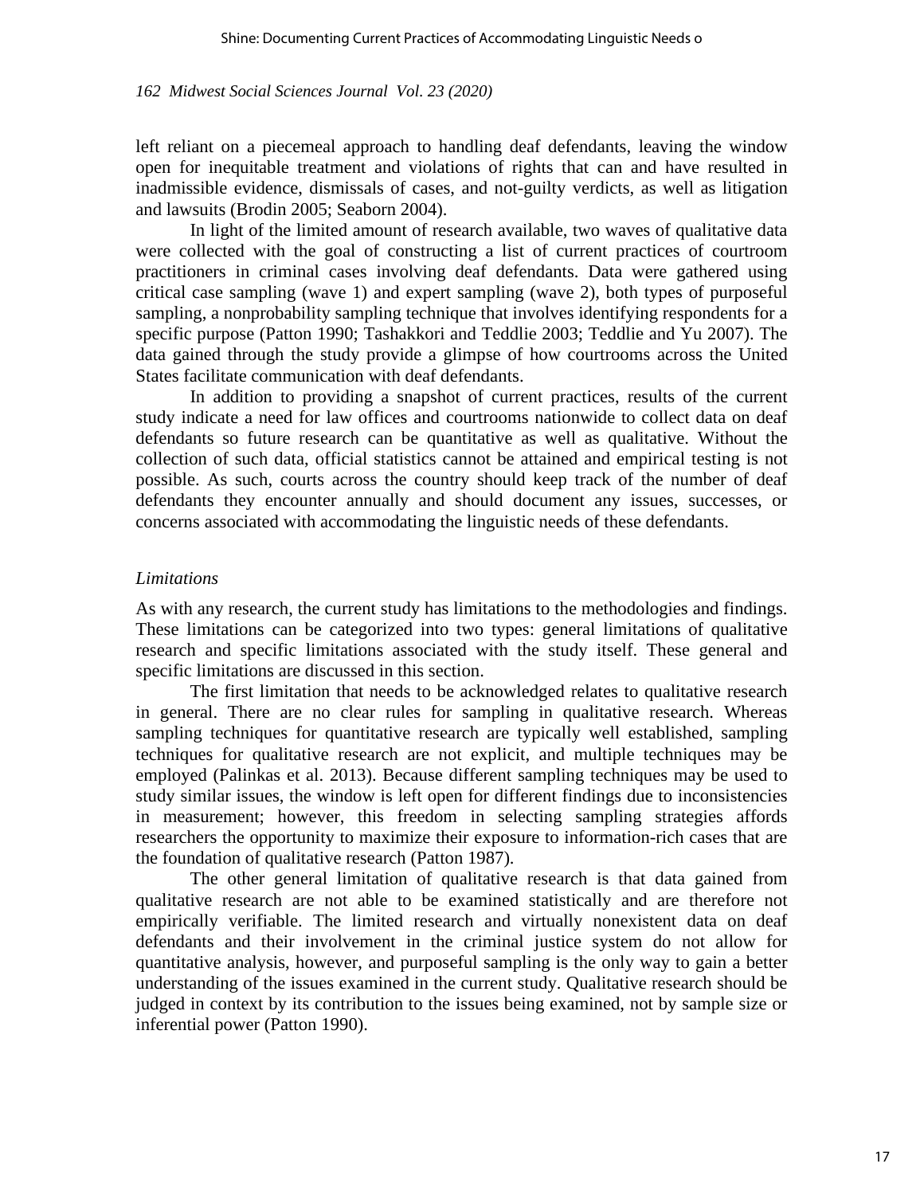left reliant on a piecemeal approach to handling deaf defendants, leaving the window open for inequitable treatment and violations of rights that can and have resulted in inadmissible evidence, dismissals of cases, and not-guilty verdicts, as well as litigation and lawsuits (Brodin 2005; Seaborn 2004).

In light of the limited amount of research available, two waves of qualitative data were collected with the goal of constructing a list of current practices of courtroom practitioners in criminal cases involving deaf defendants. Data were gathered using critical case sampling (wave 1) and expert sampling (wave 2), both types of purposeful sampling, a nonprobability sampling technique that involves identifying respondents for a specific purpose (Patton 1990; Tashakkori and Teddlie 2003; Teddlie and Yu 2007). The data gained through the study provide a glimpse of how courtrooms across the United States facilitate communication with deaf defendants.

In addition to providing a snapshot of current practices, results of the current study indicate a need for law offices and courtrooms nationwide to collect data on deaf defendants so future research can be quantitative as well as qualitative. Without the collection of such data, official statistics cannot be attained and empirical testing is not possible. As such, courts across the country should keep track of the number of deaf defendants they encounter annually and should document any issues, successes, or concerns associated with accommodating the linguistic needs of these defendants.

### *Limitations*

As with any research, the current study has limitations to the methodologies and findings. These limitations can be categorized into two types: general limitations of qualitative research and specific limitations associated with the study itself. These general and specific limitations are discussed in this section.

The first limitation that needs to be acknowledged relates to qualitative research in general. There are no clear rules for sampling in qualitative research. Whereas sampling techniques for quantitative research are typically well established, sampling techniques for qualitative research are not explicit, and multiple techniques may be employed (Palinkas et al. 2013). Because different sampling techniques may be used to study similar issues, the window is left open for different findings due to inconsistencies in measurement; however, this freedom in selecting sampling strategies affords researchers the opportunity to maximize their exposure to information-rich cases that are the foundation of qualitative research (Patton 1987).

The other general limitation of qualitative research is that data gained from qualitative research are not able to be examined statistically and are therefore not empirically verifiable. The limited research and virtually nonexistent data on deaf defendants and their involvement in the criminal justice system do not allow for quantitative analysis, however, and purposeful sampling is the only way to gain a better understanding of the issues examined in the current study. Qualitative research should be judged in context by its contribution to the issues being examined, not by sample size or inferential power (Patton 1990).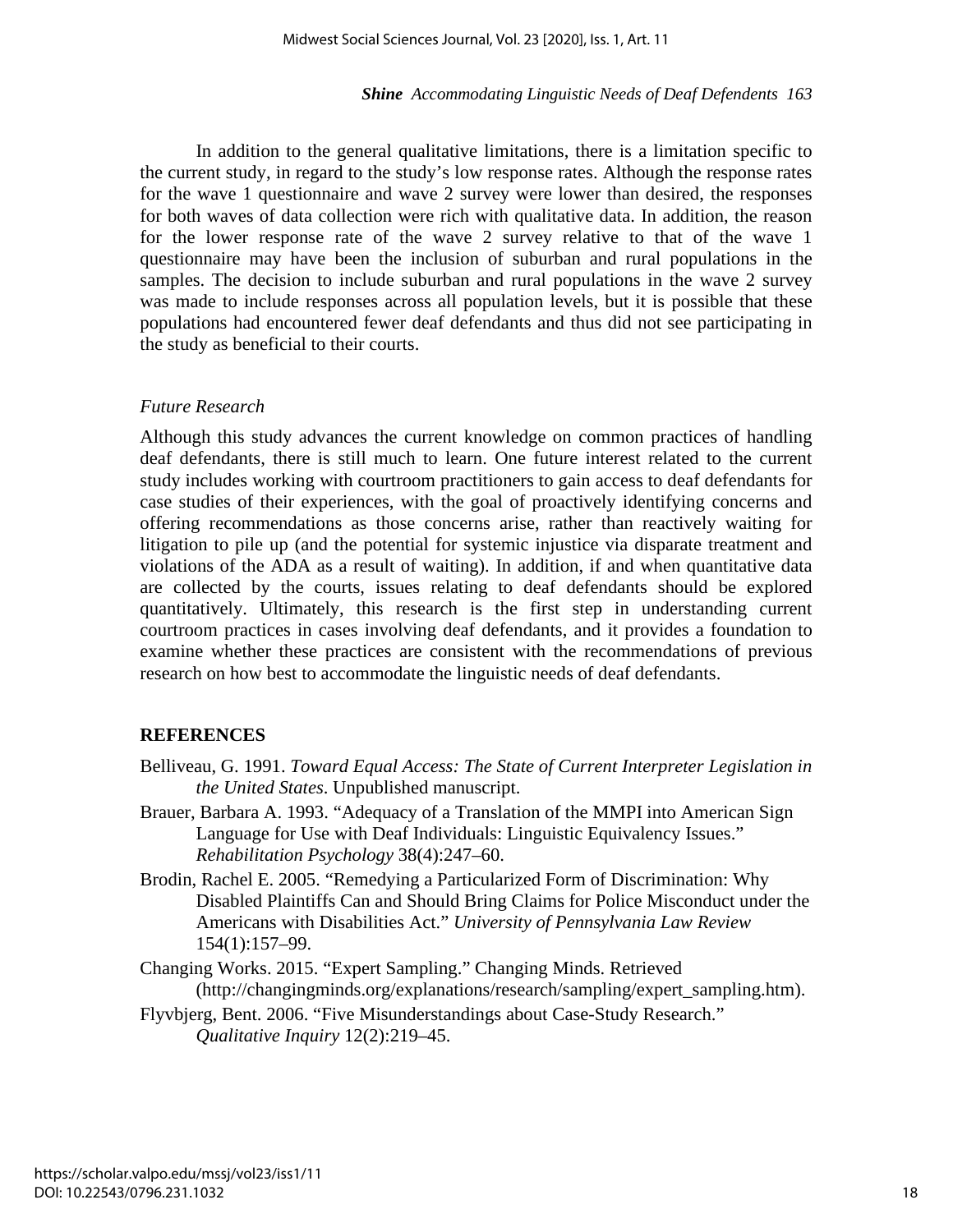In addition to the general qualitative limitations, there is a limitation specific to the current study, in regard to the study's low response rates. Although the response rates for the wave 1 questionnaire and wave 2 survey were lower than desired, the responses for both waves of data collection were rich with qualitative data. In addition, the reason for the lower response rate of the wave 2 survey relative to that of the wave 1 questionnaire may have been the inclusion of suburban and rural populations in the samples. The decision to include suburban and rural populations in the wave 2 survey was made to include responses across all population levels, but it is possible that these populations had encountered fewer deaf defendants and thus did not see participating in the study as beneficial to their courts.

### *Future Research*

Although this study advances the current knowledge on common practices of handling deaf defendants, there is still much to learn. One future interest related to the current study includes working with courtroom practitioners to gain access to deaf defendants for case studies of their experiences, with the goal of proactively identifying concerns and offering recommendations as those concerns arise, rather than reactively waiting for litigation to pile up (and the potential for systemic injustice via disparate treatment and violations of the ADA as a result of waiting). In addition, if and when quantitative data are collected by the courts, issues relating to deaf defendants should be explored quantitatively. Ultimately, this research is the first step in understanding current courtroom practices in cases involving deaf defendants, and it provides a foundation to examine whether these practices are consistent with the recommendations of previous research on how best to accommodate the linguistic needs of deaf defendants.

## REFERENCES

Belliveau, G. 1991. *Toward Equal Access: The State of Current Interpreter Legislation in the United States*. Unpublished manuscript.

Brauer, Barbara A. 1993. "Adequacy of a Translation of the MMPI into American Sign Language for Use with Deaf Individuals: Linguistic Equivalency Issues." *Rehabilitation Psychology* 38(4):247–60.

Brodin, Rachel E. 2005. "Remedying a Particularized Form of Discrimination: Why Disabled Plaintiffs Can and Should Bring Claims for Police Misconduct under the Americans with Disabilities Act." *University of Pennsylvania Law Review* 154(1):157–99.

Changing Works. 2015. "Expert Sampling." Changing Minds. Retrieved (http://changingminds.org/explanations/research/sampling/expert_sampling.htm).

Flyvbjerg, Bent. 2006. "Five Misunderstandings about Case-Study Research." *Qualitative Inquiry* 12(2):219–45.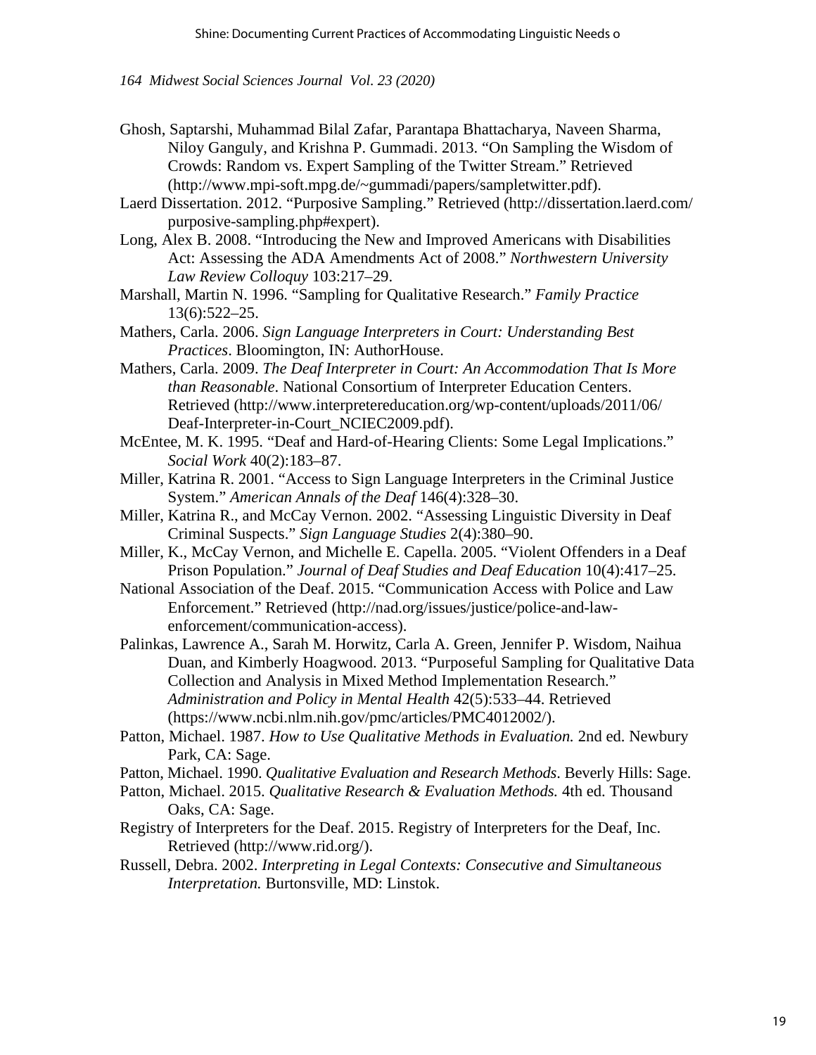Ghosh, Saptarshi, Muhammad Bilal Zafar, Parantapa Bhattacharya, Naveen Sharma, Niloy Ganguly, and Krishna P. Gummadi. 2013. "On Sampling the Wisdom of Crowds: Random vs. Expert Sampling of the Twitter Stream." Retrieved (http://www.mpi-soft.mpg.de/~gummadi/papers/sampletwitter.pdf).

Laerd Dissertation. 2012. "Purposive Sampling." Retrieved (http://dissertation.laerd.com/purposive-sampling.php#expert).

Long, Alex B. 2008. "Introducing the New and Improved Americans with Disabilities Act: Assessing the ADA Amendments Act of 2008." *Northwestern University Law Review Colloquy* 103:217–29.

Marshall, Martin N. 1996. "Sampling for Qualitative Research." *Family Practice* 13(6):522–25.

Mathers, Carla. 2006. *Sign Language Interpreters in Court: Understanding Best Practices*. Bloomington, IN: AuthorHouse.

Mathers, Carla. 2009. *The Deaf Interpreter in Court: An Accommodation That Is More than Reasonable*. National Consortium of Interpreter Education Centers. Retrieved (http://www.interpretereducation.org/wp-content/uploads/2011/06/Deaf-Interpreter-in-Court_NCIEC2009.pdf).

McEntee, M. K. 1995. "Deaf and Hard-of-Hearing Clients: Some Legal Implications." *Social Work* 40(2):183–87.

Miller, Katrina R. 2001. "Access to Sign Language Interpreters in the Criminal Justice System." *American Annals of the Deaf* 146(4):328–30.

Miller, Katrina R., and McCay Vernon. 2002. "Assessing Linguistic Diversity in Deaf Criminal Suspects." *Sign Language Studies* 2(4):380–90.

Miller, K., McCay Vernon, and Michelle E. Capella. 2005. "Violent Offenders in a Deaf Prison Population." *Journal of Deaf Studies and Deaf Education* 10(4):417–25.

National Association of the Deaf. 2015. "Communication Access with Police and Law Enforcement." Retrieved (http://nad.org/issues/justice/police-and-law-enforcement/communication-access).

Palinkas, Lawrence A., Sarah M. Horwitz, Carla A. Green, Jennifer P. Wisdom, Naihua Duan, and Kimberly Hoagwood. 2013. "Purposeful Sampling for Qualitative Data Collection and Analysis in Mixed Method Implementation Research." *Administration and Policy in Mental Health* 42(5):533–44. Retrieved (https://www.ncbi.nlm.nih.gov/pmc/articles/PMC4012002/).

Patton, Michael. 1987. *How to Use Qualitative Methods in Evaluation.* 2nd ed. Newbury Park, CA: Sage.

Patton, Michael. 1990. *Qualitative Evaluation and Research Methods*. Beverly Hills: Sage.

Patton, Michael. 2015. *Qualitative Research & Evaluation Methods.* 4th ed. Thousand Oaks, CA: Sage.

Registry of Interpreters for the Deaf. 2015. Registry of Interpreters for the Deaf, Inc. Retrieved (http://www.rid.org/).

Russell, Debra. 2002. *Interpreting in Legal Contexts: Consecutive and Simultaneous Interpretation.* Burtonsville, MD: Linstok.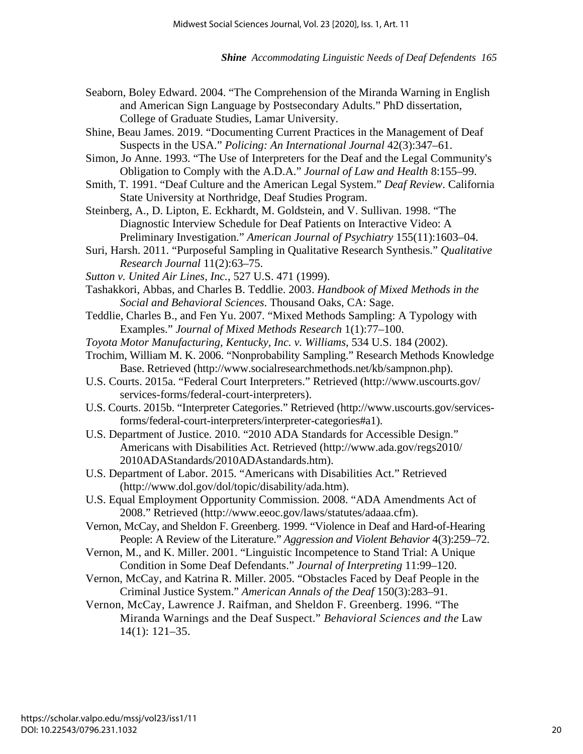Seaborn, Boley Edward. 2004. “The Comprehension of the Miranda Warning in English and American Sign Language by Postsecondary Adults.” PhD dissertation, College of Graduate Studies, Lamar University.

Shine, Beau James. 2019. “Documenting Current Practices in the Management of Deaf Suspects in the USA.” *Policing: An International Journal* 42(3):347–61.

Simon, Jo Anne. 1993. “The Use of Interpreters for the Deaf and the Legal Community's Obligation to Comply with the A.D.A.” *Journal of Law and Health* 8:155–99.

Smith, T. 1991. “Deaf Culture and the American Legal System.” *Deaf Review*. California State University at Northridge, Deaf Studies Program.

Steinberg, A., D. Lipton, E. Eckhardt, M. Goldstein, and V. Sullivan. 1998. “The Diagnostic Interview Schedule for Deaf Patients on Interactive Video: A Preliminary Investigation.” *American Journal of Psychiatry* 155(11):1603–04.

Suri, Harsh. 2011. “Purposeful Sampling in Qualitative Research Synthesis.” *Qualitative Research Journal* 11(2):63–75.

*Sutton v. United Air Lines, Inc.*, 527 U.S. 471 (1999).

Tashakkori, Abbas, and Charles B. Teddlie. 2003. *Handbook of Mixed Methods in the Social and Behavioral Sciences*. Thousand Oaks, CA: Sage.

Teddlie, Charles B., and Fen Yu. 2007. “Mixed Methods Sampling: A Typology with Examples.” *Journal of Mixed Methods Research* 1(1):77–100.

*Toyota Motor Manufacturing, Kentucky, Inc. v. Williams*, 534 U.S. 184 (2002).

Trochim, William M. K. 2006. “Nonprobability Sampling.” Research Methods Knowledge Base. Retrieved (http://www.socialresearchmethods.net/kb/sampnon.php).

U.S. Courts. 2015a. “Federal Court Interpreters.” Retrieved (http://www.uscourts.gov/services-forms/federal-court-interpreters).

U.S. Courts. 2015b. “Interpreter Categories.” Retrieved (http://www.uscourts.gov/services-forms/federal-court-interpreters/interpreter-categories#a1).

U.S. Department of Justice. 2010. “2010 ADA Standards for Accessible Design.” Americans with Disabilities Act. Retrieved (http://www.ada.gov/regs2010/2010ADAStandards/2010ADAstandards.htm).

U.S. Department of Labor. 2015. “Americans with Disabilities Act.” Retrieved (http://www.dol.gov/dol/topic/disability/ada.htm).

U.S. Equal Employment Opportunity Commission. 2008. “ADA Amendments Act of 2008.” Retrieved (http://www.eeoc.gov/laws/statutes/adaaa.cfm).

Vernon, McCay, and Sheldon F. Greenberg. 1999. “Violence in Deaf and Hard-of-Hearing People: A Review of the Literature.” *Aggression and Violent Behavior* 4(3):259–72.

Vernon, M., and K. Miller. 2001. “Linguistic Incompetence to Stand Trial: A Unique Condition in Some Deaf Defendants.” *Journal of Interpreting* 11:99–120.

Vernon, McCay, and Katrina R. Miller. 2005. “Obstacles Faced by Deaf People in the Criminal Justice System.” *American Annals of the Deaf* 150(3):283–91.

Vernon, McCay, Lawrence J. Raifman, and Sheldon F. Greenberg. 1996. “The Miranda Warnings and the Deaf Suspect.” *Behavioral Sciences and the* Law 14(1): 121–35.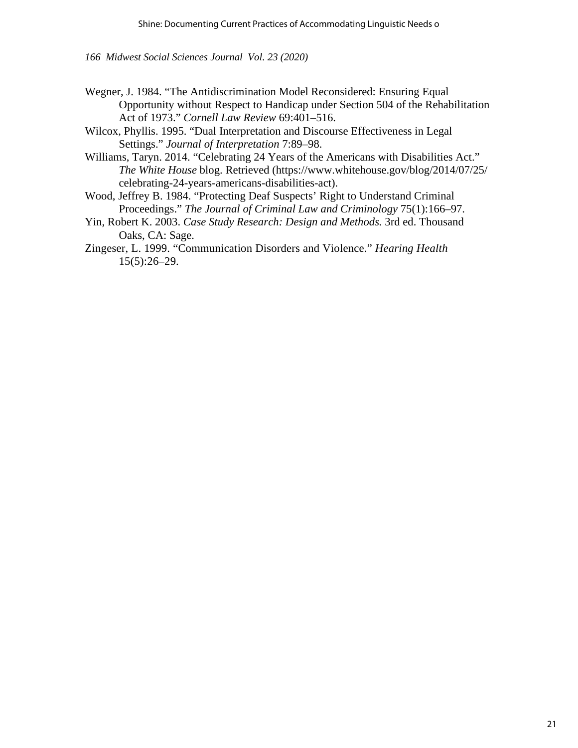Wegner, J. 1984. “The Antidiscrimination Model Reconsidered: Ensuring Equal Opportunity without Respect to Handicap under Section 504 of the Rehabilitation Act of 1973.” *Cornell Law Review* 69:401–516.

Wilcox, Phyllis. 1995. “Dual Interpretation and Discourse Effectiveness in Legal Settings.” *Journal of Interpretation* 7:89–98.

Williams, Taryn. 2014. “Celebrating 24 Years of the Americans with Disabilities Act.” *The White House* blog. Retrieved (https://www.whitehouse.gov/blog/2014/07/25/celebrating-24-years-americans-disabilities-act).

Wood, Jeffrey B. 1984. “Protecting Deaf Suspects’ Right to Understand Criminal Proceedings.” *The Journal of Criminal Law and Criminology* 75(1):166–97.

Yin, Robert K. 2003. *Case Study Research: Design and Methods.* 3rd ed. Thousand Oaks, CA: Sage.

Zingeser, L. 1999. “Communication Disorders and Violence.” *Hearing Health* 15(5):26–29.